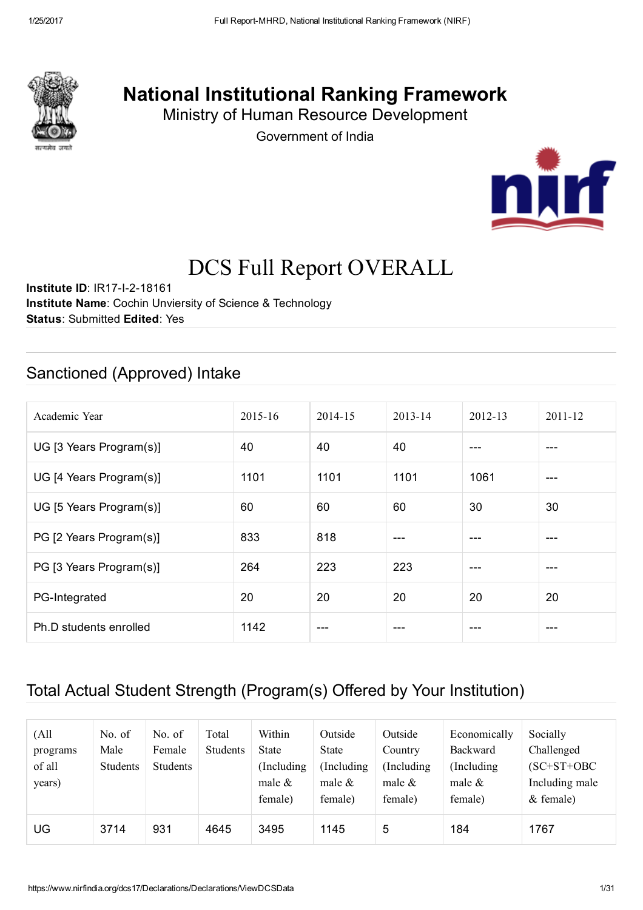# National Institutional Ranking Framework

Ministry of Human Resource Development

Government of India

## DCS Full Report OVERALL

**Institute ID**: IR17-I-2-18161
**Institute Name**: Cochin Unviersity of Science & Technology
**Status**: Submitted **Edited**: Yes

## Sanctioned (Approved) Intake

| Academic Year | 2015-16 | 2014-15 | 2013-14 | 2012-13 | 2011-12 |
|---|---|---|---|---|---|
| UG [3 Years Program(s)] | 40 | 40 | 40 | --- | --- |
| UG [4 Years Program(s)] | 1101 | 1101 | 1101 | 1061 | --- |
| UG [5 Years Program(s)] | 60 | 60 | 60 | 30 | 30 |
| PG [2 Years Program(s)] | 833 | 818 | --- | --- | --- |
| PG [3 Years Program(s)] | 264 | 223 | 223 | --- | --- |
| PG-Integrated | 20 | 20 | 20 | 20 | 20 |
| Ph.D students enrolled | 1142 | --- | --- | --- | --- |

## Total Actual Student Strength (Program(s) Offered by Your Institution)

| (All programs of all years) | No. of Male Students | No. of Female Students | Total Students | Within State (Including male & female) | Outside State (Including male & female) | Outside Country (Including male & female) | Economically Backward (Including male & female) | Socially Challenged (SC+ST+OBC Including male & female) |
|---|---|---|---|---|---|---|---|---|
| UG | 3714 | 931 | 4645 | 3495 | 1145 | 5 | 184 | 1767 |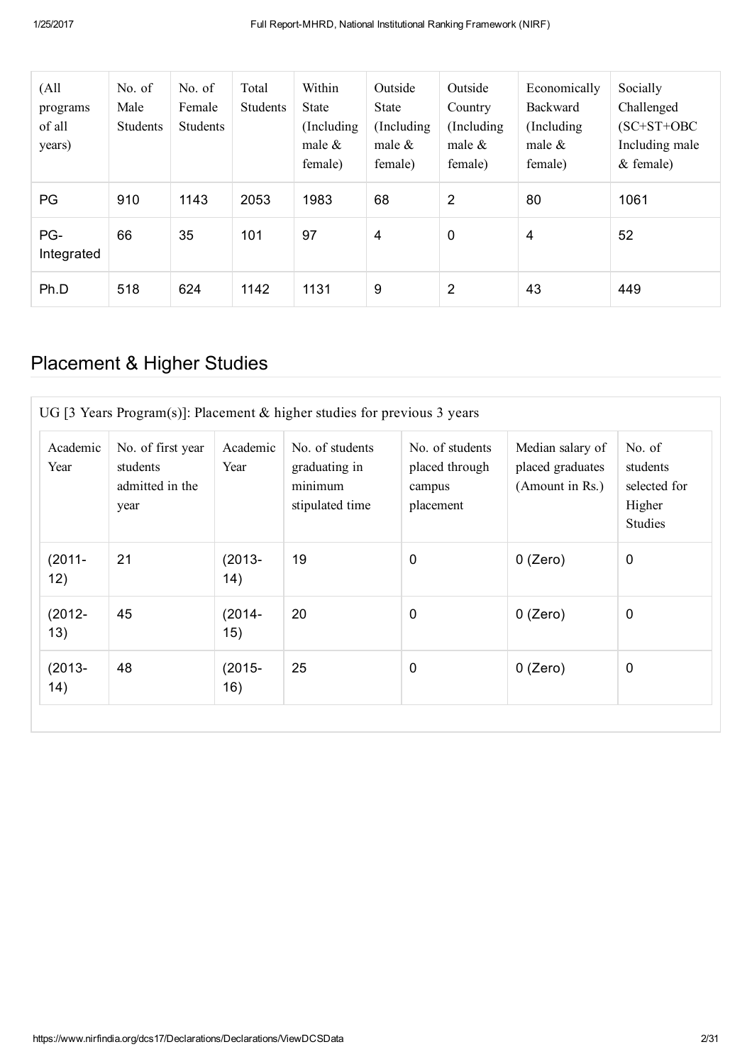| (All programs of all years) | No. of Male Students | No. of Female Students | Total Students | Within State (Including male & female) | Outside State (Including male & female) | Outside Country (Including male & female) | Economically Backward (Including male & female) | Socially Challenged (SC+ST+OBC Including male & female) |
|---|---|---|---|---|---|---|---|---|
| PG | 910 | 1143 | 2053 | 1983 | 68 | 2 | 80 | 1061 |
| PG-Integrated | 66 | 35 | 101 | 97 | 4 | 0 | 4 | 52 |
| Ph.D | 518 | 624 | 1142 | 1131 | 9 | 2 | 43 | 449 |

## Placement & Higher Studies

UG [3 Years Program(s)]: Placement & higher studies for previous 3 years

| Academic Year | No. of first year students admitted in the year | Academic Year | No. of students graduating in minimum stipulated time | No. of students placed through campus placement | Median salary of placed graduates (Amount in Rs.) | No. of students selected for Higher Studies |
|---|---|---|---|---|---|---|
| (2011-12) | 21 | (2013-14) | 19 | 0 | 0 (Zero) | 0 |
| (2012-13) | 45 | (2014-15) | 20 | 0 | 0 (Zero) | 0 |
| (2013-14) | 48 | (2015-16) | 25 | 0 | 0 (Zero) | 0 |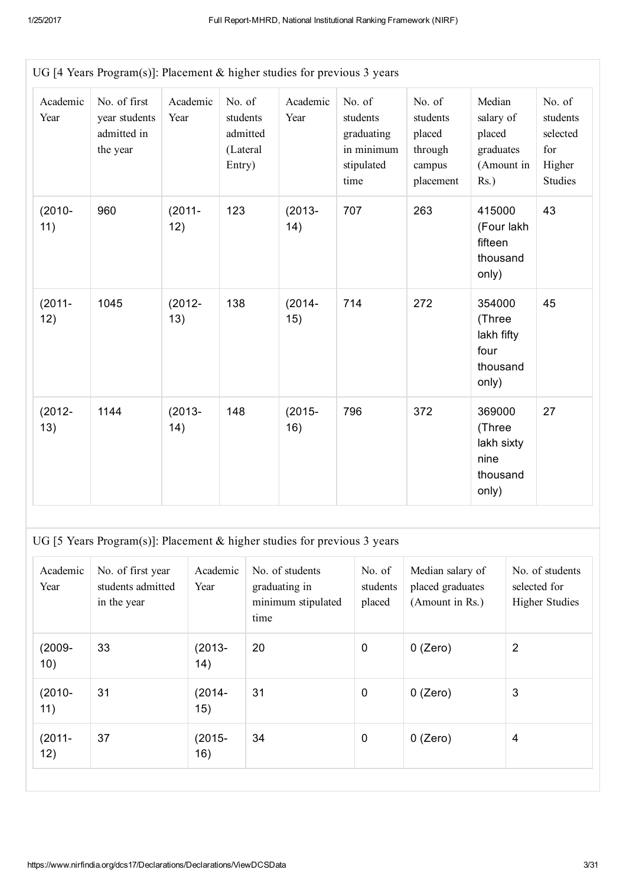## UG [4 Years Program(s)]: Placement & higher studies for previous 3 years

| Academic Year | No. of first year students admitted in the year | Academic Year | No. of students admitted (Lateral Entry) | Academic Year | No. of students graduating in minimum stipulated time | No. of students placed through campus placement | Median salary of placed graduates (Amount in Rs.) | No. of students selected for Higher Studies |
|---|---|---|---|---|---|---|---|---|
| (2010-11) | 960 | (2011-12) | 123 | (2013-14) | 707 | 263 | 415000 (Four lakh fifteen thousand only) | 43 |
| (2011-12) | 1045 | (2012-13) | 138 | (2014-15) | 714 | 272 | 354000 (Three lakh fifty four thousand only) | 45 |
| (2012-13) | 1144 | (2013-14) | 148 | (2015-16) | 796 | 372 | 369000 (Three lakh sixty nine thousand only) | 27 |

## UG [5 Years Program(s)]: Placement & higher studies for previous 3 years

| Academic Year | No. of first year students admitted in the year | Academic Year | No. of students graduating in minimum stipulated time | No. of students placed | Median salary of placed graduates (Amount in Rs.) | No. of students selected for Higher Studies |
|---|---|---|---|---|---|---|
| (2009-10) | 33 | (2013-14) | 20 | 0 | 0 (Zero) | 2 |
| (2010-11) | 31 | (2014-15) | 31 | 0 | 0 (Zero) | 3 |
| (2011-12) | 37 | (2015-16) | 34 | 0 | 0 (Zero) | 4 |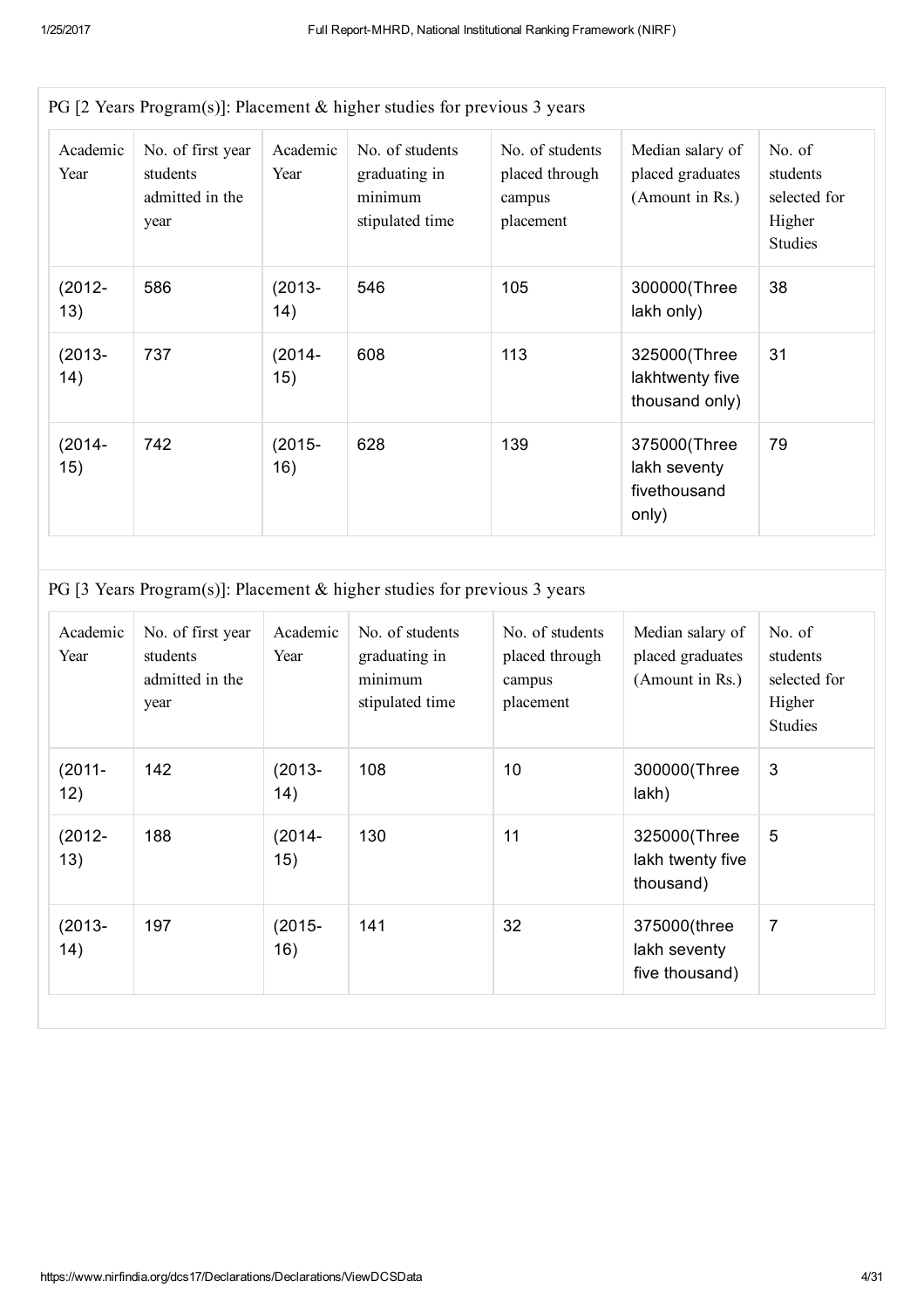PG [2 Years Program(s)]: Placement & higher studies for previous 3 years

| Academic Year | No. of first year students admitted in the year | Academic Year | No. of students graduating in minimum stipulated time | No. of students placed through campus placement | Median salary of placed graduates (Amount in Rs.) | No. of students selected for Higher Studies |
|---|---|---|---|---|---|---|
| (2012-13) | 586 | (2013-14) | 546 | 105 | 300000(Three lakh only) | 38 |
| (2013-14) | 737 | (2014-15) | 608 | 113 | 325000(Three lakhtwenty five thousand only) | 31 |
| (2014-15) | 742 | (2015-16) | 628 | 139 | 375000(Three lakh seventy fivethousand only) | 79 |

PG [3 Years Program(s)]: Placement & higher studies for previous 3 years

| Academic Year | No. of first year students admitted in the year | Academic Year | No. of students graduating in minimum stipulated time | No. of students placed through campus placement | Median salary of placed graduates (Amount in Rs.) | No. of students selected for Higher Studies |
|---|---|---|---|---|---|---|
| (2011-12) | 142 | (2013-14) | 108 | 10 | 300000(Three lakh) | 3 |
| (2012-13) | 188 | (2014-15) | 130 | 11 | 325000(Three lakh twenty five thousand) | 5 |
| (2013-14) | 197 | (2015-16) | 141 | 32 | 375000(three lakh seventy five thousand) | 7 |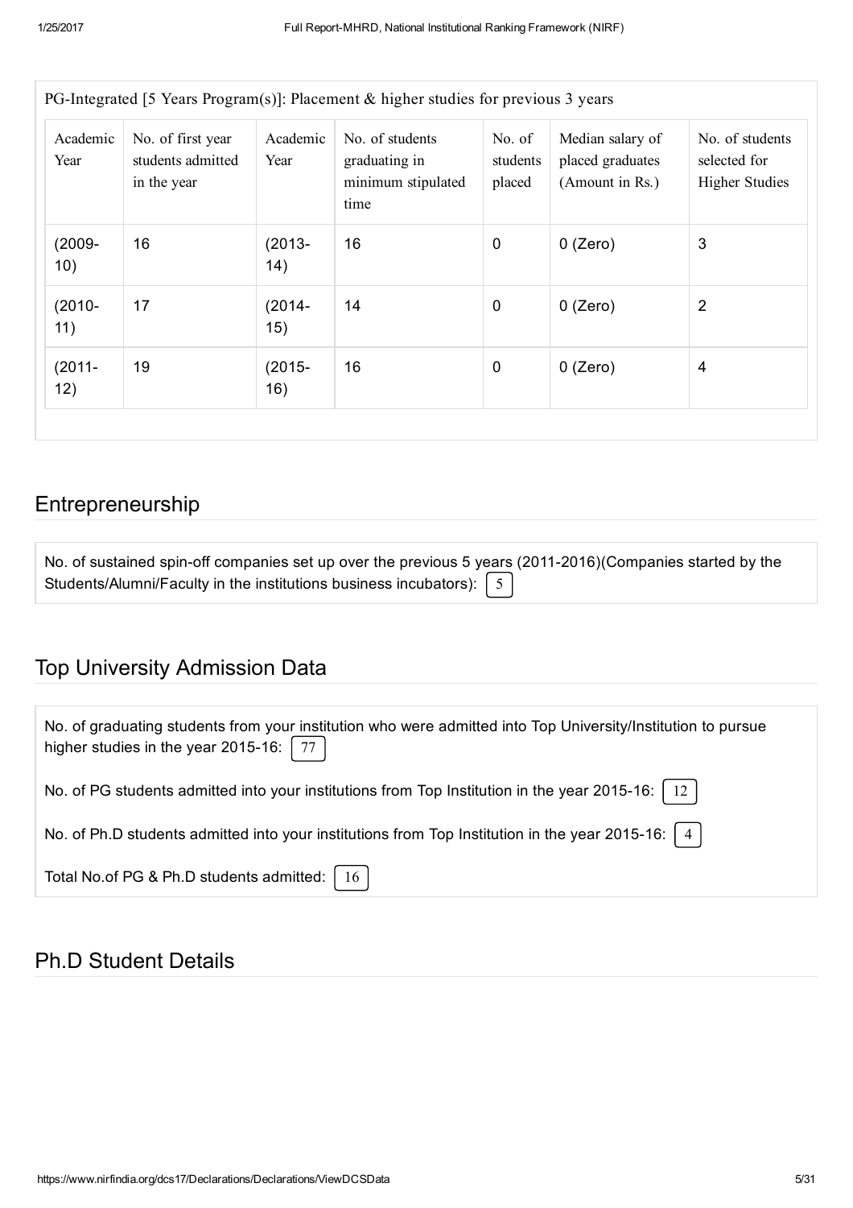PG-Integrated [5 Years Program(s)]: Placement & higher studies for previous 3 years

| Academic Year | No. of first year students admitted in the year | Academic Year | No. of students graduating in minimum stipulated time | No. of students placed | Median salary of placed graduates (Amount in Rs.) | No. of students selected for Higher Studies |
|---|---|---|---|---|---|---|
| (2009-10) | 16 | (2013-14) | 16 | 0 | 0 (Zero) | 3 |
| (2010-11) | 17 | (2014-15) | 14 | 0 | 0 (Zero) | 2 |
| (2011-12) | 19 | (2015-16) | 16 | 0 | 0 (Zero) | 4 |

## Entrepreneurship

No. of sustained spin-off companies set up over the previous 5 years (2011-2016)(Companies started by the Students/Alumni/Faculty in the institutions business incubators): 5

## Top University Admission Data

No. of graduating students from your institution who were admitted into Top University/Institution to pursue higher studies in the year 2015-16: 77

No. of PG students admitted into your institutions from Top Institution in the year 2015-16: 12

No. of Ph.D students admitted into your institutions from Top Institution in the year 2015-16: 4

Total No.of PG & Ph.D students admitted: 16

## Ph.D Student Details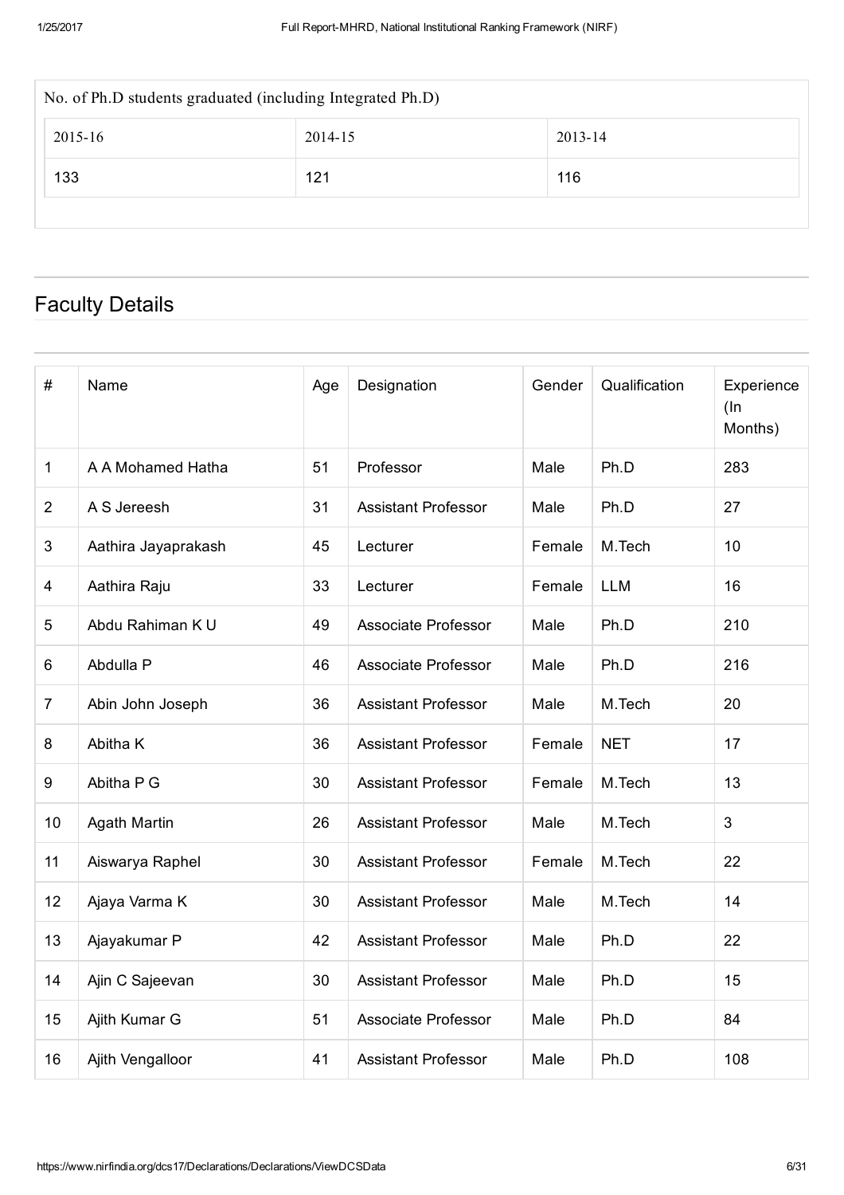| No. of Ph.D students graduated (including Integrated Ph.D) | | |
|---|---|---|
| 2015-16 | 2014-15 | 2013-14 |
| 133 | 121 | 116 |

## Faculty Details

| # | Name | Age | Designation | Gender | Qualification | Experience (In Months) |
|---|---|---|---|---|---|---|
| 1 | A A Mohamed Hatha | 51 | Professor | Male | Ph.D | 283 |
| 2 | A S Jereesh | 31 | Assistant Professor | Male | Ph.D | 27 |
| 3 | Aathira Jayaprakash | 45 | Lecturer | Female | M.Tech | 10 |
| 4 | Aathira Raju | 33 | Lecturer | Female | LLM | 16 |
| 5 | Abdu Rahiman K U | 49 | Associate Professor | Male | Ph.D | 210 |
| 6 | Abdulla P | 46 | Associate Professor | Male | Ph.D | 216 |
| 7 | Abin John Joseph | 36 | Assistant Professor | Male | M.Tech | 20 |
| 8 | Abitha K | 36 | Assistant Professor | Female | NET | 17 |
| 9 | Abitha P G | 30 | Assistant Professor | Female | M.Tech | 13 |
| 10 | Agath Martin | 26 | Assistant Professor | Male | M.Tech | 3 |
| 11 | Aiswarya Raphel | 30 | Assistant Professor | Female | M.Tech | 22 |
| 12 | Ajaya Varma K | 30 | Assistant Professor | Male | M.Tech | 14 |
| 13 | Ajayakumar P | 42 | Assistant Professor | Male | Ph.D | 22 |
| 14 | Ajin C Sajeevan | 30 | Assistant Professor | Male | Ph.D | 15 |
| 15 | Ajith Kumar G | 51 | Associate Professor | Male | Ph.D | 84 |
| 16 | Ajith Vengalloor | 41 | Assistant Professor | Male | Ph.D | 108 |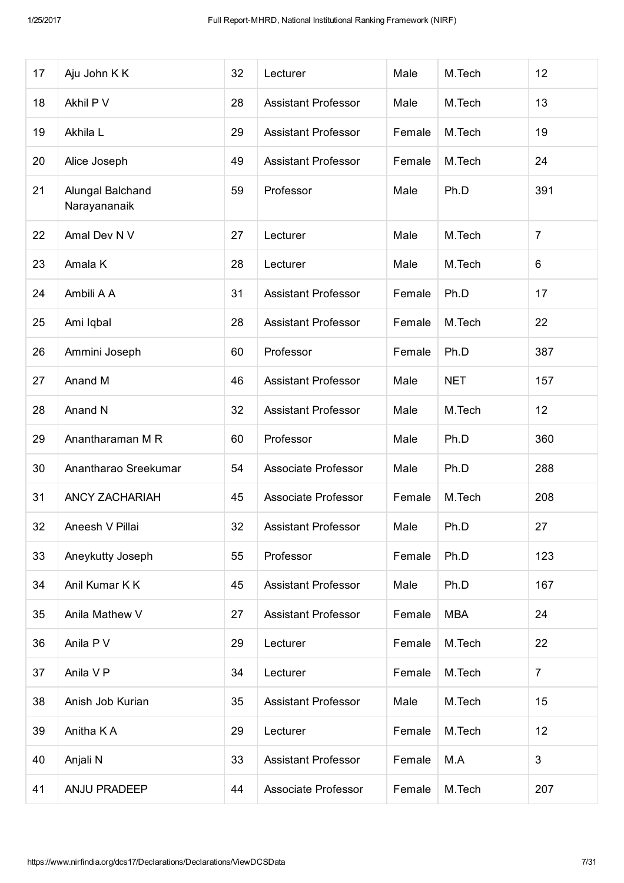| 17 | Aju John K K | 32 | Lecturer | Male | M.Tech | 12 |
|---|---|---|---|---|---|---|
| 18 | Akhil P V | 28 | Assistant Professor | Male | M.Tech | 13 |
| 19 | Akhila L | 29 | Assistant Professor | Female | M.Tech | 19 |
| 20 | Alice Joseph | 49 | Assistant Professor | Female | M.Tech | 24 |
| 21 | Alungal Balchand Narayananaik | 59 | Professor | Male | Ph.D | 391 |
| 22 | Amal Dev N V | 27 | Lecturer | Male | M.Tech | 7 |
| 23 | Amala K | 28 | Lecturer | Male | M.Tech | 6 |
| 24 | Ambili A A | 31 | Assistant Professor | Female | Ph.D | 17 |
| 25 | Ami Iqbal | 28 | Assistant Professor | Female | M.Tech | 22 |
| 26 | Ammini Joseph | 60 | Professor | Female | Ph.D | 387 |
| 27 | Anand M | 46 | Assistant Professor | Male | NET | 157 |
| 28 | Anand N | 32 | Assistant Professor | Male | M.Tech | 12 |
| 29 | Anantharaman M R | 60 | Professor | Male | Ph.D | 360 |
| 30 | Anantharao Sreekumar | 54 | Associate Professor | Male | Ph.D | 288 |
| 31 | ANCY ZACHARIAH | 45 | Associate Professor | Female | M.Tech | 208 |
| 32 | Aneesh V Pillai | 32 | Assistant Professor | Male | Ph.D | 27 |
| 33 | Aneykutty Joseph | 55 | Professor | Female | Ph.D | 123 |
| 34 | Anil Kumar K K | 45 | Assistant Professor | Male | Ph.D | 167 |
| 35 | Anila Mathew V | 27 | Assistant Professor | Female | MBA | 24 |
| 36 | Anila P V | 29 | Lecturer | Female | M.Tech | 22 |
| 37 | Anila V P | 34 | Lecturer | Female | M.Tech | 7 |
| 38 | Anish Job Kurian | 35 | Assistant Professor | Male | M.Tech | 15 |
| 39 | Anitha K A | 29 | Lecturer | Female | M.Tech | 12 |
| 40 | Anjali N | 33 | Assistant Professor | Female | M.A | 3 |
| 41 | ANJU PRADEEP | 44 | Associate Professor | Female | M.Tech | 207 |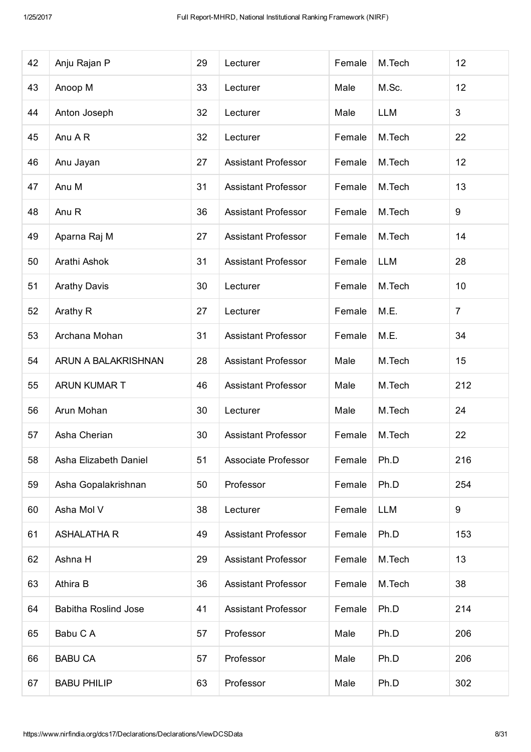| 42 | Anju Rajan P | 29 | Lecturer | Female | M.Tech | 12 |
|---|---|---|---|---|---|---|
| 43 | Anoop M | 33 | Lecturer | Male | M.Sc. | 12 |
| 44 | Anton Joseph | 32 | Lecturer | Male | LLM | 3 |
| 45 | Anu A R | 32 | Lecturer | Female | M.Tech | 22 |
| 46 | Anu Jayan | 27 | Assistant Professor | Female | M.Tech | 12 |
| 47 | Anu M | 31 | Assistant Professor | Female | M.Tech | 13 |
| 48 | Anu R | 36 | Assistant Professor | Female | M.Tech | 9 |
| 49 | Aparna Raj M | 27 | Assistant Professor | Female | M.Tech | 14 |
| 50 | Arathi Ashok | 31 | Assistant Professor | Female | LLM | 28 |
| 51 | Arathy Davis | 30 | Lecturer | Female | M.Tech | 10 |
| 52 | Arathy R | 27 | Lecturer | Female | M.E. | 7 |
| 53 | Archana Mohan | 31 | Assistant Professor | Female | M.E. | 34 |
| 54 | ARUN A BALAKRISHNAN | 28 | Assistant Professor | Male | M.Tech | 15 |
| 55 | ARUN KUMAR T | 46 | Assistant Professor | Male | M.Tech | 212 |
| 56 | Arun Mohan | 30 | Lecturer | Male | M.Tech | 24 |
| 57 | Asha Cherian | 30 | Assistant Professor | Female | M.Tech | 22 |
| 58 | Asha Elizabeth Daniel | 51 | Associate Professor | Female | Ph.D | 216 |
| 59 | Asha Gopalakrishnan | 50 | Professor | Female | Ph.D | 254 |
| 60 | Asha Mol V | 38 | Lecturer | Female | LLM | 9 |
| 61 | ASHALATHA R | 49 | Assistant Professor | Female | Ph.D | 153 |
| 62 | Ashna H | 29 | Assistant Professor | Female | M.Tech | 13 |
| 63 | Athira B | 36 | Assistant Professor | Female | M.Tech | 38 |
| 64 | Babitha Roslind Jose | 41 | Assistant Professor | Female | Ph.D | 214 |
| 65 | Babu C A | 57 | Professor | Male | Ph.D | 206 |
| 66 | BABU CA | 57 | Professor | Male | Ph.D | 206 |
| 67 | BABU PHILIP | 63 | Professor | Male | Ph.D | 302 |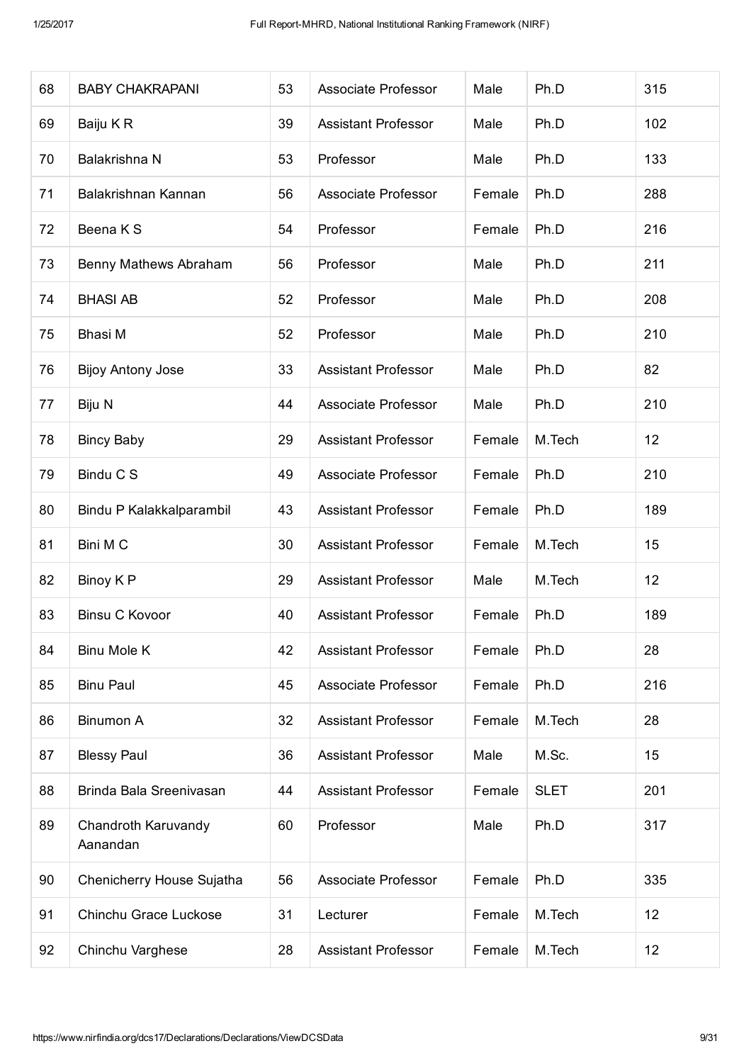| 68 | BABY CHAKRAPANI | 53 | Associate Professor | Male | Ph.D | 315 |
|---|---|---|---|---|---|---|
| 69 | Baiju K R | 39 | Assistant Professor | Male | Ph.D | 102 |
| 70 | Balakrishna N | 53 | Professor | Male | Ph.D | 133 |
| 71 | Balakrishnan Kannan | 56 | Associate Professor | Female | Ph.D | 288 |
| 72 | Beena K S | 54 | Professor | Female | Ph.D | 216 |
| 73 | Benny Mathews Abraham | 56 | Professor | Male | Ph.D | 211 |
| 74 | BHASI AB | 52 | Professor | Male | Ph.D | 208 |
| 75 | Bhasi M | 52 | Professor | Male | Ph.D | 210 |
| 76 | Bijoy Antony Jose | 33 | Assistant Professor | Male | Ph.D | 82 |
| 77 | Biju N | 44 | Associate Professor | Male | Ph.D | 210 |
| 78 | Bincy Baby | 29 | Assistant Professor | Female | M.Tech | 12 |
| 79 | Bindu C S | 49 | Associate Professor | Female | Ph.D | 210 |
| 80 | Bindu P Kalakkalparambil | 43 | Assistant Professor | Female | Ph.D | 189 |
| 81 | Bini M C | 30 | Assistant Professor | Female | M.Tech | 15 |
| 82 | Binoy K P | 29 | Assistant Professor | Male | M.Tech | 12 |
| 83 | Binsu C Kovoor | 40 | Assistant Professor | Female | Ph.D | 189 |
| 84 | Binu Mole K | 42 | Assistant Professor | Female | Ph.D | 28 |
| 85 | Binu Paul | 45 | Associate Professor | Female | Ph.D | 216 |
| 86 | Binumon A | 32 | Assistant Professor | Female | M.Tech | 28 |
| 87 | Blessy Paul | 36 | Assistant Professor | Male | M.Sc. | 15 |
| 88 | Brinda Bala Sreenivasan | 44 | Assistant Professor | Female | SLET | 201 |
| 89 | Chandroth Karuvandy Aanandan | 60 | Professor | Male | Ph.D | 317 |
| 90 | Chenicherry House Sujatha | 56 | Associate Professor | Female | Ph.D | 335 |
| 91 | Chinchu Grace Luckose | 31 | Lecturer | Female | M.Tech | 12 |
| 92 | Chinchu Varghese | 28 | Assistant Professor | Female | M.Tech | 12 |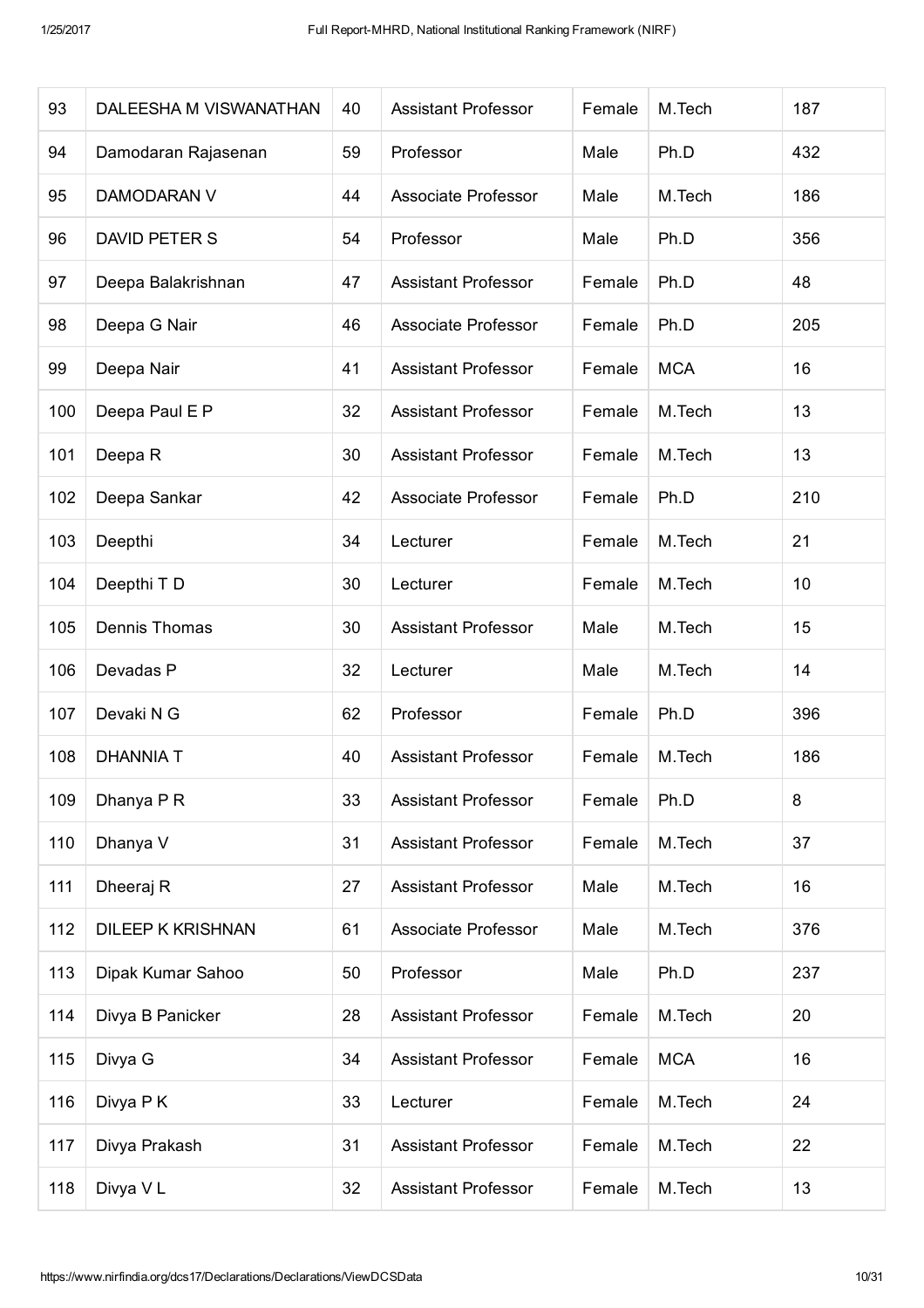| 93 | DALEESHA M VISWANATHAN | 40 | Assistant Professor | Female | M.Tech | 187 |
|---|---|---|---|---|---|---|
| 94 | Damodaran Rajasenan | 59 | Professor | Male | Ph.D | 432 |
| 95 | DAMODARAN V | 44 | Associate Professor | Male | M.Tech | 186 |
| 96 | DAVID PETER S | 54 | Professor | Male | Ph.D | 356 |
| 97 | Deepa Balakrishnan | 47 | Assistant Professor | Female | Ph.D | 48 |
| 98 | Deepa G Nair | 46 | Associate Professor | Female | Ph.D | 205 |
| 99 | Deepa Nair | 41 | Assistant Professor | Female | MCA | 16 |
| 100 | Deepa Paul E P | 32 | Assistant Professor | Female | M.Tech | 13 |
| 101 | Deepa R | 30 | Assistant Professor | Female | M.Tech | 13 |
| 102 | Deepa Sankar | 42 | Associate Professor | Female | Ph.D | 210 |
| 103 | Deepthi | 34 | Lecturer | Female | M.Tech | 21 |
| 104 | Deepthi T D | 30 | Lecturer | Female | M.Tech | 10 |
| 105 | Dennis Thomas | 30 | Assistant Professor | Male | M.Tech | 15 |
| 106 | Devadas P | 32 | Lecturer | Male | M.Tech | 14 |
| 107 | Devaki N G | 62 | Professor | Female | Ph.D | 396 |
| 108 | DHANNIA T | 40 | Assistant Professor | Female | M.Tech | 186 |
| 109 | Dhanya P R | 33 | Assistant Professor | Female | Ph.D | 8 |
| 110 | Dhanya V | 31 | Assistant Professor | Female | M.Tech | 37 |
| 111 | Dheeraj R | 27 | Assistant Professor | Male | M.Tech | 16 |
| 112 | DILEEP K KRISHNAN | 61 | Associate Professor | Male | M.Tech | 376 |
| 113 | Dipak Kumar Sahoo | 50 | Professor | Male | Ph.D | 237 |
| 114 | Divya B Panicker | 28 | Assistant Professor | Female | M.Tech | 20 |
| 115 | Divya G | 34 | Assistant Professor | Female | MCA | 16 |
| 116 | Divya P K | 33 | Lecturer | Female | M.Tech | 24 |
| 117 | Divya Prakash | 31 | Assistant Professor | Female | M.Tech | 22 |
| 118 | Divya V L | 32 | Assistant Professor | Female | M.Tech | 13 |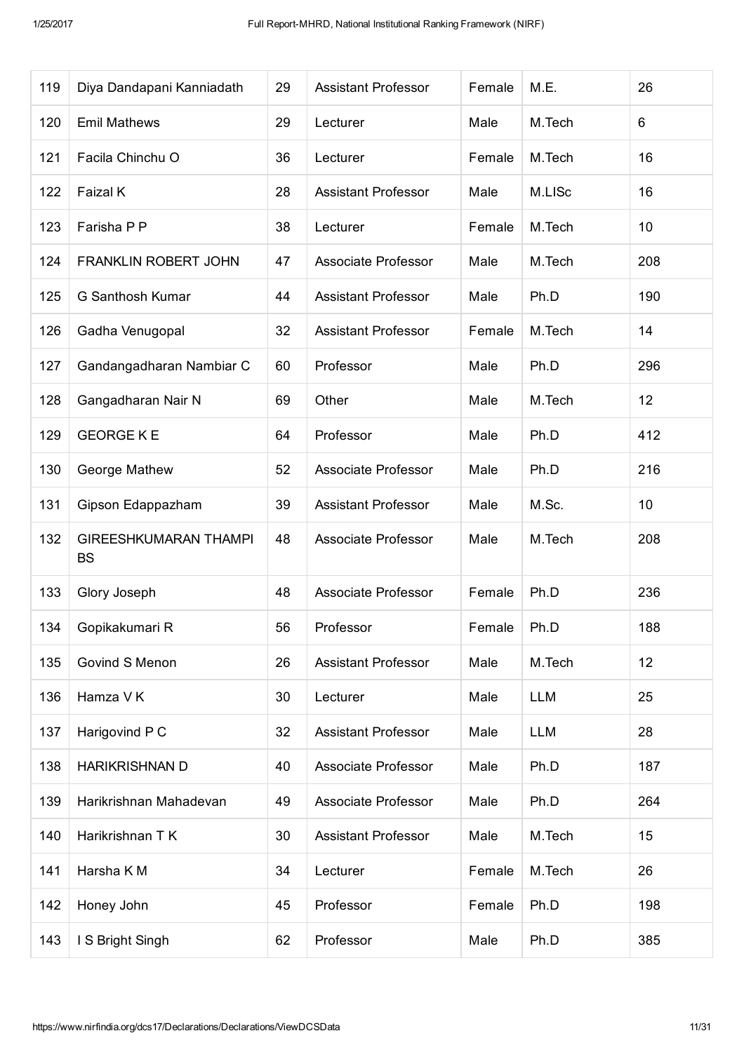| 119 | Diya Dandapani Kanniadath | 29 | Assistant Professor | Female | M.E. | 26 |
|---|---|---|---|---|---|---|
| 120 | Emil Mathews | 29 | Lecturer | Male | M.Tech | 6 |
| 121 | Facila Chinchu O | 36 | Lecturer | Female | M.Tech | 16 |
| 122 | Faizal K | 28 | Assistant Professor | Male | M.LISc | 16 |
| 123 | Farisha P P | 38 | Lecturer | Female | M.Tech | 10 |
| 124 | FRANKLIN ROBERT JOHN | 47 | Associate Professor | Male | M.Tech | 208 |
| 125 | G Santhosh Kumar | 44 | Assistant Professor | Male | Ph.D | 190 |
| 126 | Gadha Venugopal | 32 | Assistant Professor | Female | M.Tech | 14 |
| 127 | Gandangadharan Nambiar C | 60 | Professor | Male | Ph.D | 296 |
| 128 | Gangadharan Nair N | 69 | Other | Male | M.Tech | 12 |
| 129 | GEORGE K E | 64 | Professor | Male | Ph.D | 412 |
| 130 | George Mathew | 52 | Associate Professor | Male | Ph.D | 216 |
| 131 | Gipson Edappazham | 39 | Assistant Professor | Male | M.Sc. | 10 |
| 132 | GIREESHKUMARAN THAMPI BS | 48 | Associate Professor | Male | M.Tech | 208 |
| 133 | Glory Joseph | 48 | Associate Professor | Female | Ph.D | 236 |
| 134 | Gopikakumari R | 56 | Professor | Female | Ph.D | 188 |
| 135 | Govind S Menon | 26 | Assistant Professor | Male | M.Tech | 12 |
| 136 | Hamza V K | 30 | Lecturer | Male | LLM | 25 |
| 137 | Harigovind P C | 32 | Assistant Professor | Male | LLM | 28 |
| 138 | HARIKRISHNAN D | 40 | Associate Professor | Male | Ph.D | 187 |
| 139 | Harikrishnan Mahadevan | 49 | Associate Professor | Male | Ph.D | 264 |
| 140 | Harikrishnan T K | 30 | Assistant Professor | Male | M.Tech | 15 |
| 141 | Harsha K M | 34 | Lecturer | Female | M.Tech | 26 |
| 142 | Honey John | 45 | Professor | Female | Ph.D | 198 |
| 143 | I S Bright Singh | 62 | Professor | Male | Ph.D | 385 |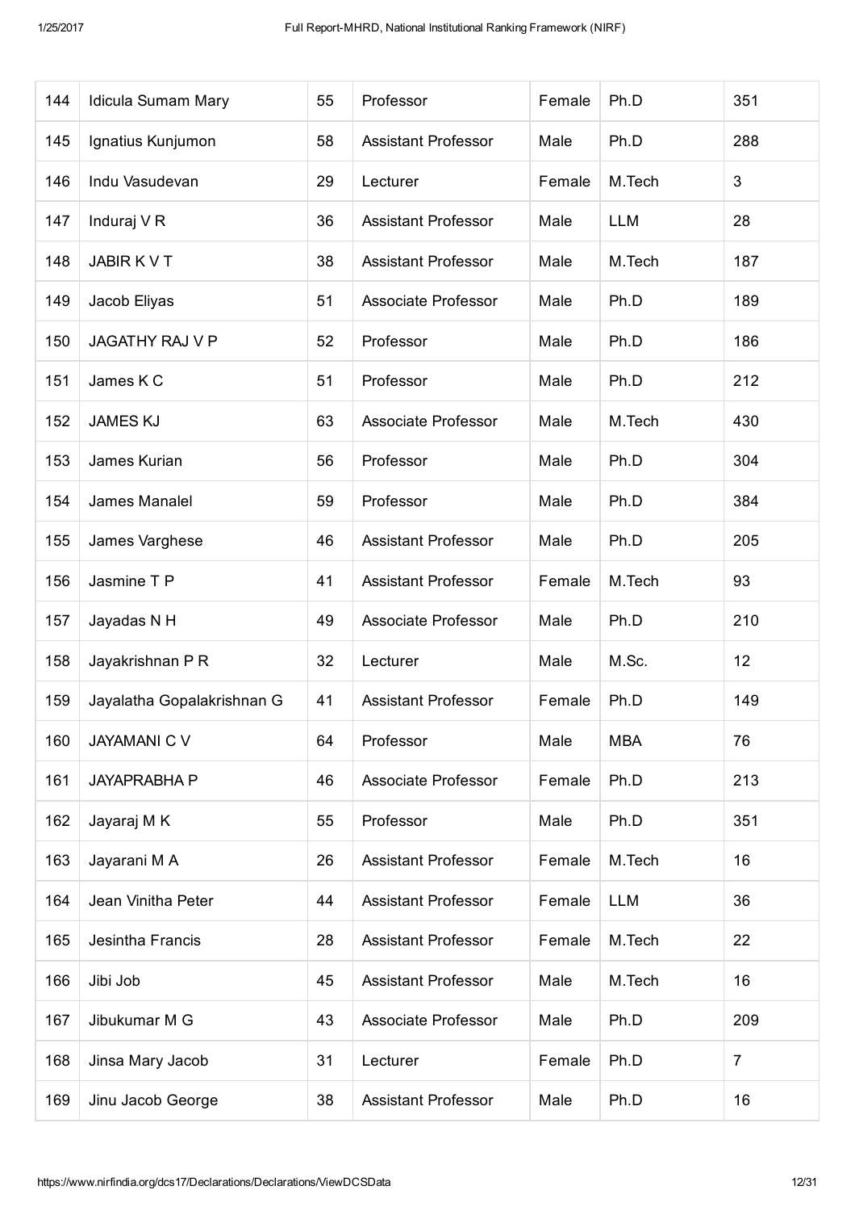| | | | | | | |
|---|---|---|---|---|---|---|
| 144 | Idicula Sumam Mary | 55 | Professor | Female | Ph.D | 351 |
| 145 | Ignatius Kunjumon | 58 | Assistant Professor | Male | Ph.D | 288 |
| 146 | Indu Vasudevan | 29 | Lecturer | Female | M.Tech | 3 |
| 147 | Induraj V R | 36 | Assistant Professor | Male | LLM | 28 |
| 148 | JABIR K V T | 38 | Assistant Professor | Male | M.Tech | 187 |
| 149 | Jacob Eliyas | 51 | Associate Professor | Male | Ph.D | 189 |
| 150 | JAGATHY RAJ V P | 52 | Professor | Male | Ph.D | 186 |
| 151 | James K C | 51 | Professor | Male | Ph.D | 212 |
| 152 | JAMES KJ | 63 | Associate Professor | Male | M.Tech | 430 |
| 153 | James Kurian | 56 | Professor | Male | Ph.D | 304 |
| 154 | James Manalel | 59 | Professor | Male | Ph.D | 384 |
| 155 | James Varghese | 46 | Assistant Professor | Male | Ph.D | 205 |
| 156 | Jasmine T P | 41 | Assistant Professor | Female | M.Tech | 93 |
| 157 | Jayadas N H | 49 | Associate Professor | Male | Ph.D | 210 |
| 158 | Jayakrishnan P R | 32 | Lecturer | Male | M.Sc. | 12 |
| 159 | Jayalatha Gopalakrishnan G | 41 | Assistant Professor | Female | Ph.D | 149 |
| 160 | JAYAMANI C V | 64 | Professor | Male | MBA | 76 |
| 161 | JAYAPRABHA P | 46 | Associate Professor | Female | Ph.D | 213 |
| 162 | Jayaraj M K | 55 | Professor | Male | Ph.D | 351 |
| 163 | Jayarani M A | 26 | Assistant Professor | Female | M.Tech | 16 |
| 164 | Jean Vinitha Peter | 44 | Assistant Professor | Female | LLM | 36 |
| 165 | Jesintha Francis | 28 | Assistant Professor | Female | M.Tech | 22 |
| 166 | Jibi Job | 45 | Assistant Professor | Male | M.Tech | 16 |
| 167 | Jibukumar M G | 43 | Associate Professor | Male | Ph.D | 209 |
| 168 | Jinsa Mary Jacob | 31 | Lecturer | Female | Ph.D | 7 |
| 169 | Jinu Jacob George | 38 | Assistant Professor | Male | Ph.D | 16 |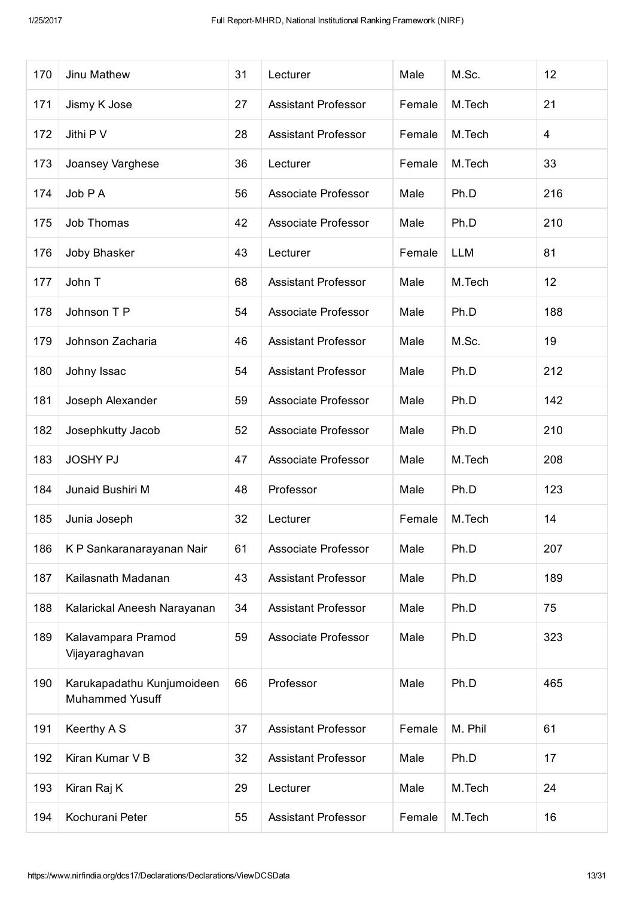| 170 | Jinu Mathew | 31 | Lecturer | Male | M.Sc. | 12 |
|---|---|---|---|---|---|---|
| 171 | Jismy K Jose | 27 | Assistant Professor | Female | M.Tech | 21 |
| 172 | Jithi P V | 28 | Assistant Professor | Female | M.Tech | 4 |
| 173 | Joansey Varghese | 36 | Lecturer | Female | M.Tech | 33 |
| 174 | Job P A | 56 | Associate Professor | Male | Ph.D | 216 |
| 175 | Job Thomas | 42 | Associate Professor | Male | Ph.D | 210 |
| 176 | Joby Bhasker | 43 | Lecturer | Female | LLM | 81 |
| 177 | John T | 68 | Assistant Professor | Male | M.Tech | 12 |
| 178 | Johnson T P | 54 | Associate Professor | Male | Ph.D | 188 |
| 179 | Johnson Zacharia | 46 | Assistant Professor | Male | M.Sc. | 19 |
| 180 | Johny Issac | 54 | Assistant Professor | Male | Ph.D | 212 |
| 181 | Joseph Alexander | 59 | Associate Professor | Male | Ph.D | 142 |
| 182 | Josephkutty Jacob | 52 | Associate Professor | Male | Ph.D | 210 |
| 183 | JOSHY PJ | 47 | Associate Professor | Male | M.Tech | 208 |
| 184 | Junaid Bushiri M | 48 | Professor | Male | Ph.D | 123 |
| 185 | Junia Joseph | 32 | Lecturer | Female | M.Tech | 14 |
| 186 | K P Sankaranarayanan Nair | 61 | Associate Professor | Male | Ph.D | 207 |
| 187 | Kailasnath Madanan | 43 | Assistant Professor | Male | Ph.D | 189 |
| 188 | Kalarickal Aneesh Narayanan | 34 | Assistant Professor | Male | Ph.D | 75 |
| 189 | Kalavampara Pramod Vijayaraghavan | 59 | Associate Professor | Male | Ph.D | 323 |
| 190 | Karukapadathu Kunjumoideen Muhammed Yusuff | 66 | Professor | Male | Ph.D | 465 |
| 191 | Keerthy A S | 37 | Assistant Professor | Female | M. Phil | 61 |
| 192 | Kiran Kumar V B | 32 | Assistant Professor | Male | Ph.D | 17 |
| 193 | Kiran Raj K | 29 | Lecturer | Male | M.Tech | 24 |
| 194 | Kochurani Peter | 55 | Assistant Professor | Female | M.Tech | 16 |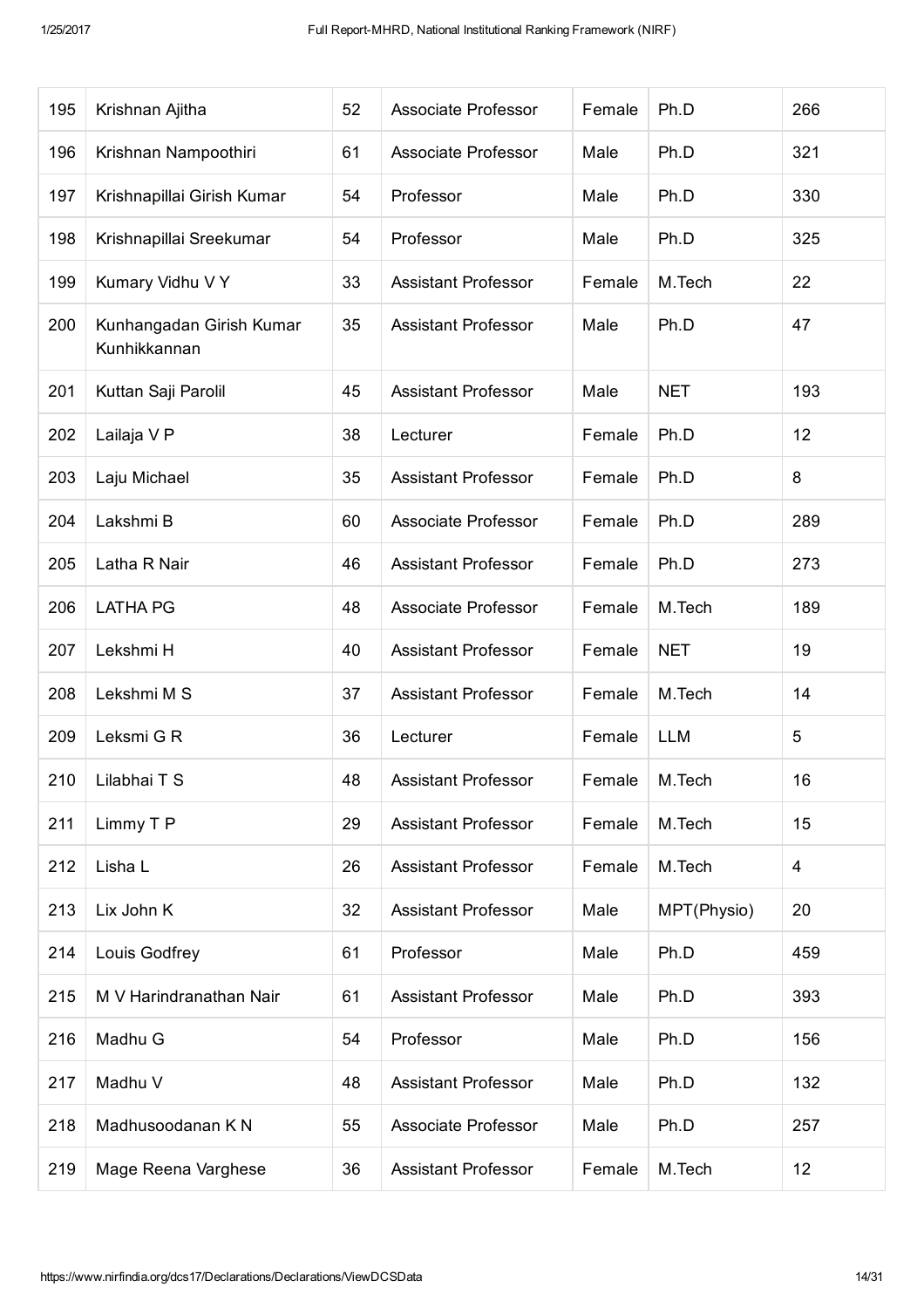| 195 | Krishnan Ajitha | 52 | Associate Professor | Female | Ph.D | 266 |
|---|---|---|---|---|---|---|
| 196 | Krishnan Nampoothiri | 61 | Associate Professor | Male | Ph.D | 321 |
| 197 | Krishnapillai Girish Kumar | 54 | Professor | Male | Ph.D | 330 |
| 198 | Krishnapillai Sreekumar | 54 | Professor | Male | Ph.D | 325 |
| 199 | Kumary Vidhu V Y | 33 | Assistant Professor | Female | M.Tech | 22 |
| 200 | Kunhangadan Girish Kumar Kunhikkannan | 35 | Assistant Professor | Male | Ph.D | 47 |
| 201 | Kuttan Saji Parolil | 45 | Assistant Professor | Male | NET | 193 |
| 202 | Lailaja V P | 38 | Lecturer | Female | Ph.D | 12 |
| 203 | Laju Michael | 35 | Assistant Professor | Female | Ph.D | 8 |
| 204 | Lakshmi B | 60 | Associate Professor | Female | Ph.D | 289 |
| 205 | Latha R Nair | 46 | Assistant Professor | Female | Ph.D | 273 |
| 206 | LATHA PG | 48 | Associate Professor | Female | M.Tech | 189 |
| 207 | Lekshmi H | 40 | Assistant Professor | Female | NET | 19 |
| 208 | Lekshmi M S | 37 | Assistant Professor | Female | M.Tech | 14 |
| 209 | Leksmi G R | 36 | Lecturer | Female | LLM | 5 |
| 210 | Lilabhai T S | 48 | Assistant Professor | Female | M.Tech | 16 |
| 211 | Limmy T P | 29 | Assistant Professor | Female | M.Tech | 15 |
| 212 | Lisha L | 26 | Assistant Professor | Female | M.Tech | 4 |
| 213 | Lix John K | 32 | Assistant Professor | Male | MPT(Physio) | 20 |
| 214 | Louis Godfrey | 61 | Professor | Male | Ph.D | 459 |
| 215 | M V Harindranathan Nair | 61 | Assistant Professor | Male | Ph.D | 393 |
| 216 | Madhu G | 54 | Professor | Male | Ph.D | 156 |
| 217 | Madhu V | 48 | Assistant Professor | Male | Ph.D | 132 |
| 218 | Madhusoodanan K N | 55 | Associate Professor | Male | Ph.D | 257 |
| 219 | Mage Reena Varghese | 36 | Assistant Professor | Female | M.Tech | 12 |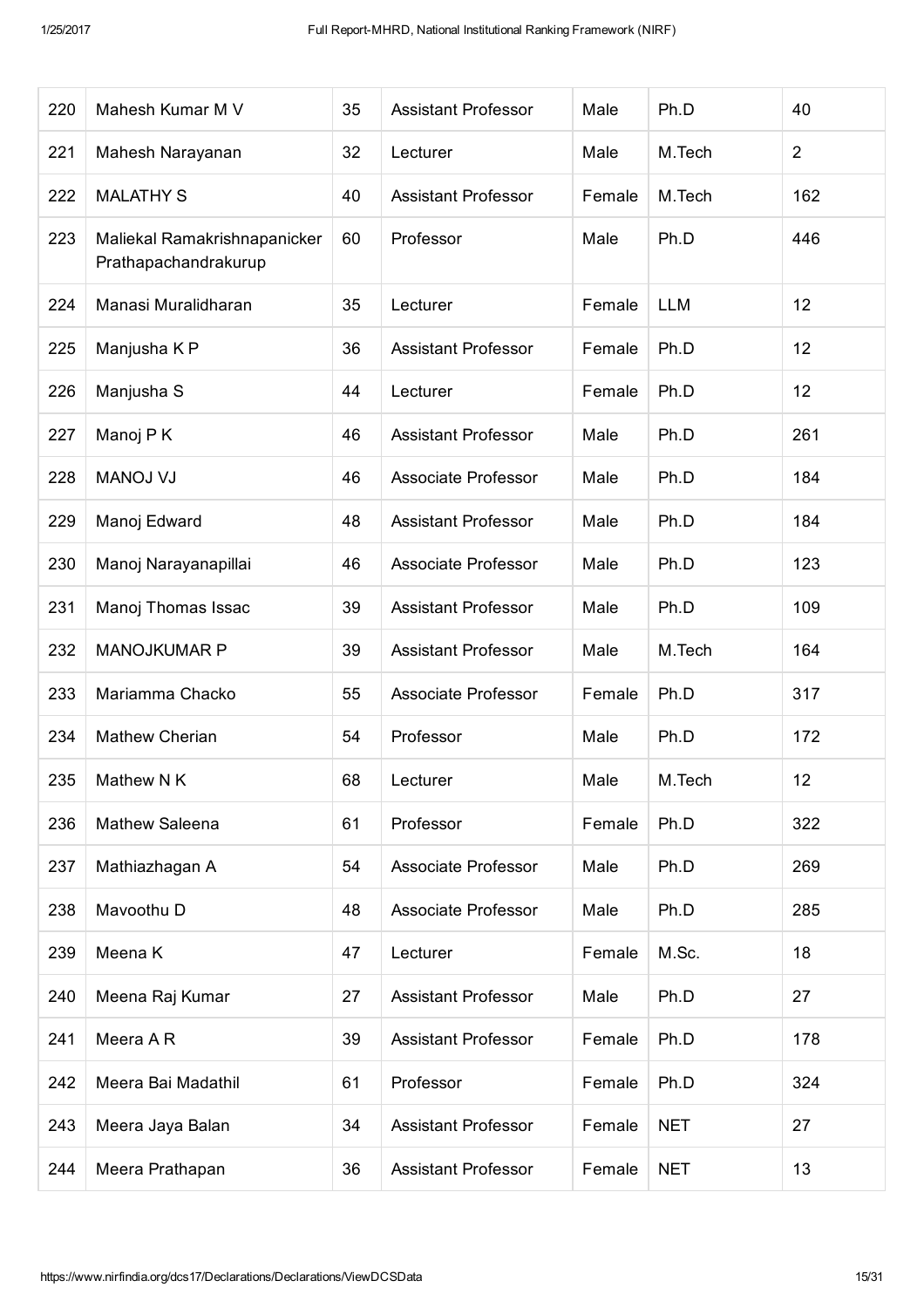| 220 | Mahesh Kumar M V | 35 | Assistant Professor | Male | Ph.D | 40 |
|---|---|---|---|---|---|---|
| 221 | Mahesh Narayanan | 32 | Lecturer | Male | M.Tech | 2 |
| 222 | MALATHY S | 40 | Assistant Professor | Female | M.Tech | 162 |
| 223 | Maliekal Ramakrishnapanicker Prathapachandrakurup | 60 | Professor | Male | Ph.D | 446 |
| 224 | Manasi Muralidharan | 35 | Lecturer | Female | LLM | 12 |
| 225 | Manjusha K P | 36 | Assistant Professor | Female | Ph.D | 12 |
| 226 | Manjusha S | 44 | Lecturer | Female | Ph.D | 12 |
| 227 | Manoj P K | 46 | Assistant Professor | Male | Ph.D | 261 |
| 228 | MANOJ VJ | 46 | Associate Professor | Male | Ph.D | 184 |
| 229 | Manoj Edward | 48 | Assistant Professor | Male | Ph.D | 184 |
| 230 | Manoj Narayanapillai | 46 | Associate Professor | Male | Ph.D | 123 |
| 231 | Manoj Thomas Issac | 39 | Assistant Professor | Male | Ph.D | 109 |
| 232 | MANOJKUMAR P | 39 | Assistant Professor | Male | M.Tech | 164 |
| 233 | Mariamma Chacko | 55 | Associate Professor | Female | Ph.D | 317 |
| 234 | Mathew Cherian | 54 | Professor | Male | Ph.D | 172 |
| 235 | Mathew N K | 68 | Lecturer | Male | M.Tech | 12 |
| 236 | Mathew Saleena | 61 | Professor | Female | Ph.D | 322 |
| 237 | Mathiazhagan A | 54 | Associate Professor | Male | Ph.D | 269 |
| 238 | Mavoothu D | 48 | Associate Professor | Male | Ph.D | 285 |
| 239 | Meena K | 47 | Lecturer | Female | M.Sc. | 18 |
| 240 | Meena Raj Kumar | 27 | Assistant Professor | Male | Ph.D | 27 |
| 241 | Meera A R | 39 | Assistant Professor | Female | Ph.D | 178 |
| 242 | Meera Bai Madathil | 61 | Professor | Female | Ph.D | 324 |
| 243 | Meera Jaya Balan | 34 | Assistant Professor | Female | NET | 27 |
| 244 | Meera Prathapan | 36 | Assistant Professor | Female | NET | 13 |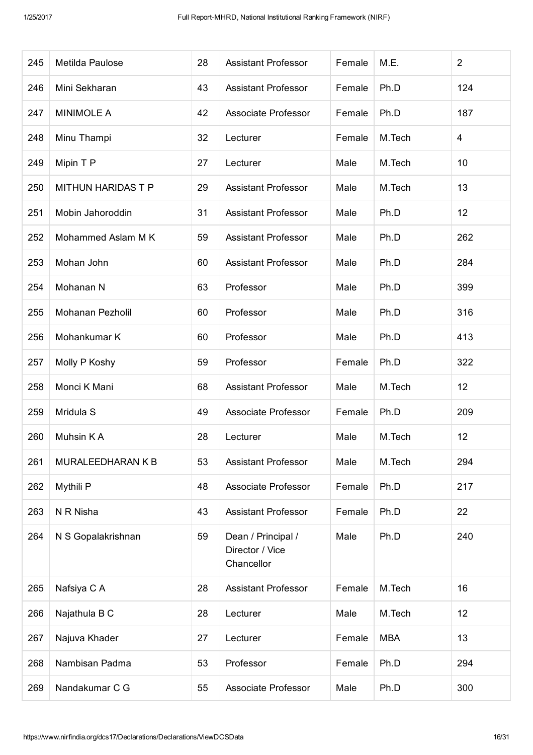| 245 | Metilda Paulose | 28 | Assistant Professor | Female | M.E. | 2 |
|---|---|---|---|---|---|---|
| 246 | Mini Sekharan | 43 | Assistant Professor | Female | Ph.D | 124 |
| 247 | MINIMOLE A | 42 | Associate Professor | Female | Ph.D | 187 |
| 248 | Minu Thampi | 32 | Lecturer | Female | M.Tech | 4 |
| 249 | Mipin T P | 27 | Lecturer | Male | M.Tech | 10 |
| 250 | MITHUN HARIDAS T P | 29 | Assistant Professor | Male | M.Tech | 13 |
| 251 | Mobin Jahoroddin | 31 | Assistant Professor | Male | Ph.D | 12 |
| 252 | Mohammed Aslam M K | 59 | Assistant Professor | Male | Ph.D | 262 |
| 253 | Mohan John | 60 | Assistant Professor | Male | Ph.D | 284 |
| 254 | Mohanan N | 63 | Professor | Male | Ph.D | 399 |
| 255 | Mohanan Pezholil | 60 | Professor | Male | Ph.D | 316 |
| 256 | Mohankumar K | 60 | Professor | Male | Ph.D | 413 |
| 257 | Molly P Koshy | 59 | Professor | Female | Ph.D | 322 |
| 258 | Monci K Mani | 68 | Assistant Professor | Male | M.Tech | 12 |
| 259 | Mridula S | 49 | Associate Professor | Female | Ph.D | 209 |
| 260 | Muhsin K A | 28 | Lecturer | Male | M.Tech | 12 |
| 261 | MURALEEDHARAN K B | 53 | Assistant Professor | Male | M.Tech | 294 |
| 262 | Mythili P | 48 | Associate Professor | Female | Ph.D | 217 |
| 263 | N R Nisha | 43 | Assistant Professor | Female | Ph.D | 22 |
| 264 | N S Gopalakrishnan | 59 | Dean / Principal / Director / Vice Chancellor | Male | Ph.D | 240 |
| 265 | Nafsiya C A | 28 | Assistant Professor | Female | M.Tech | 16 |
| 266 | Najathula B C | 28 | Lecturer | Male | M.Tech | 12 |
| 267 | Najuva Khader | 27 | Lecturer | Female | MBA | 13 |
| 268 | Nambisan Padma | 53 | Professor | Female | Ph.D | 294 |
| 269 | Nandakumar C G | 55 | Associate Professor | Male | Ph.D | 300 |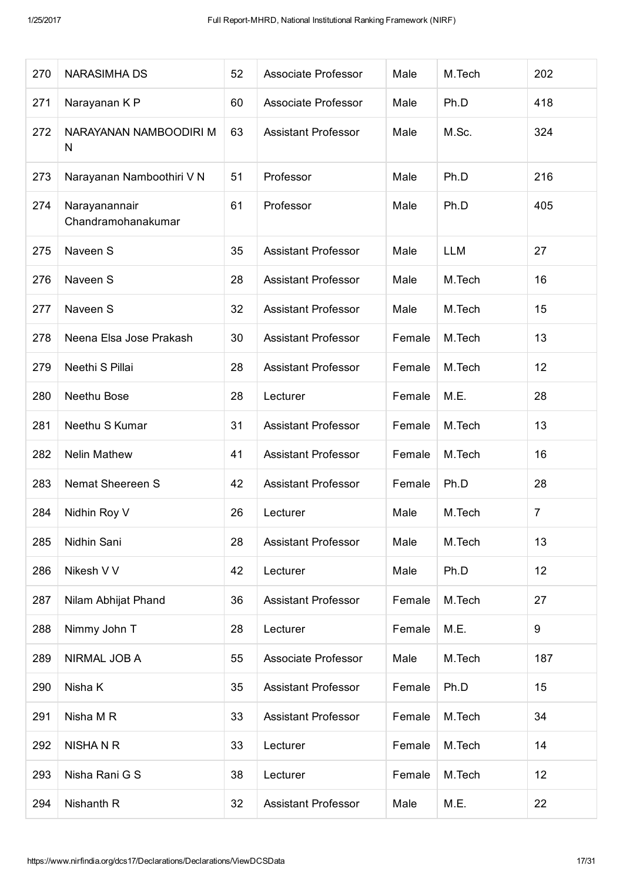| 270 | NARASIMHA DS | 52 | Associate Professor | Male | M.Tech | 202 |
|---|---|---|---|---|---|---|
| 271 | Narayanan K P | 60 | Associate Professor | Male | Ph.D | 418 |
| 272 | NARAYANAN NAMBOODIRI M N | 63 | Assistant Professor | Male | M.Sc. | 324 |
| 273 | Narayanan Namboothiri V N | 51 | Professor | Male | Ph.D | 216 |
| 274 | Narayanannair Chandramohanakumar | 61 | Professor | Male | Ph.D | 405 |
| 275 | Naveen S | 35 | Assistant Professor | Male | LLM | 27 |
| 276 | Naveen S | 28 | Assistant Professor | Male | M.Tech | 16 |
| 277 | Naveen S | 32 | Assistant Professor | Male | M.Tech | 15 |
| 278 | Neena Elsa Jose Prakash | 30 | Assistant Professor | Female | M.Tech | 13 |
| 279 | Neethi S Pillai | 28 | Assistant Professor | Female | M.Tech | 12 |
| 280 | Neethu Bose | 28 | Lecturer | Female | M.E. | 28 |
| 281 | Neethu S Kumar | 31 | Assistant Professor | Female | M.Tech | 13 |
| 282 | Nelin Mathew | 41 | Assistant Professor | Female | M.Tech | 16 |
| 283 | Nemat Sheereen S | 42 | Assistant Professor | Female | Ph.D | 28 |
| 284 | Nidhin Roy V | 26 | Lecturer | Male | M.Tech | 7 |
| 285 | Nidhin Sani | 28 | Assistant Professor | Male | M.Tech | 13 |
| 286 | Nikesh V V | 42 | Lecturer | Male | Ph.D | 12 |
| 287 | Nilam Abhijat Phand | 36 | Assistant Professor | Female | M.Tech | 27 |
| 288 | Nimmy John T | 28 | Lecturer | Female | M.E. | 9 |
| 289 | NIRMAL JOB A | 55 | Associate Professor | Male | M.Tech | 187 |
| 290 | Nisha K | 35 | Assistant Professor | Female | Ph.D | 15 |
| 291 | Nisha M R | 33 | Assistant Professor | Female | M.Tech | 34 |
| 292 | NISHA N R | 33 | Lecturer | Female | M.Tech | 14 |
| 293 | Nisha Rani G S | 38 | Lecturer | Female | M.Tech | 12 |
| 294 | Nishanth R | 32 | Assistant Professor | Male | M.E. | 22 |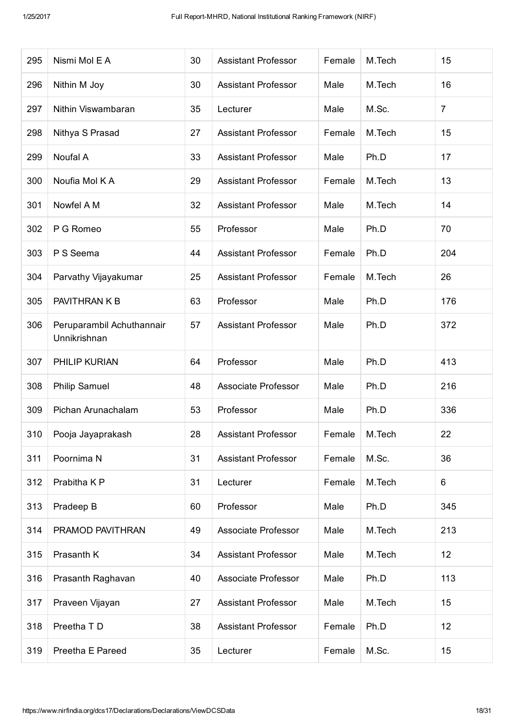| 295 | Nismi Mol E A | 30 | Assistant Professor | Female | M.Tech | 15 |
|---|---|---|---|---|---|---|
| 296 | Nithin M Joy | 30 | Assistant Professor | Male | M.Tech | 16 |
| 297 | Nithin Viswambaran | 35 | Lecturer | Male | M.Sc. | 7 |
| 298 | Nithya S Prasad | 27 | Assistant Professor | Female | M.Tech | 15 |
| 299 | Noufal A | 33 | Assistant Professor | Male | Ph.D | 17 |
| 300 | Noufia Mol K A | 29 | Assistant Professor | Female | M.Tech | 13 |
| 301 | Nowfel A M | 32 | Assistant Professor | Male | M.Tech | 14 |
| 302 | P G Romeo | 55 | Professor | Male | Ph.D | 70 |
| 303 | P S Seema | 44 | Assistant Professor | Female | Ph.D | 204 |
| 304 | Parvathy Vijayakumar | 25 | Assistant Professor | Female | M.Tech | 26 |
| 305 | PAVITHRAN K B | 63 | Professor | Male | Ph.D | 176 |
| 306 | Peruparambil Achuthannair Unnikrishnan | 57 | Assistant Professor | Male | Ph.D | 372 |
| 307 | PHILIP KURIAN | 64 | Professor | Male | Ph.D | 413 |
| 308 | Philip Samuel | 48 | Associate Professor | Male | Ph.D | 216 |
| 309 | Pichan Arunachalam | 53 | Professor | Male | Ph.D | 336 |
| 310 | Pooja Jayaprakash | 28 | Assistant Professor | Female | M.Tech | 22 |
| 311 | Poornima N | 31 | Assistant Professor | Female | M.Sc. | 36 |
| 312 | Prabitha K P | 31 | Lecturer | Female | M.Tech | 6 |
| 313 | Pradeep B | 60 | Professor | Male | Ph.D | 345 |
| 314 | PRAMOD PAVITHRAN | 49 | Associate Professor | Male | M.Tech | 213 |
| 315 | Prasanth K | 34 | Assistant Professor | Male | M.Tech | 12 |
| 316 | Prasanth Raghavan | 40 | Associate Professor | Male | Ph.D | 113 |
| 317 | Praveen Vijayan | 27 | Assistant Professor | Male | M.Tech | 15 |
| 318 | Preetha T D | 38 | Assistant Professor | Female | Ph.D | 12 |
| 319 | Preetha E Pareed | 35 | Lecturer | Female | M.Sc. | 15 |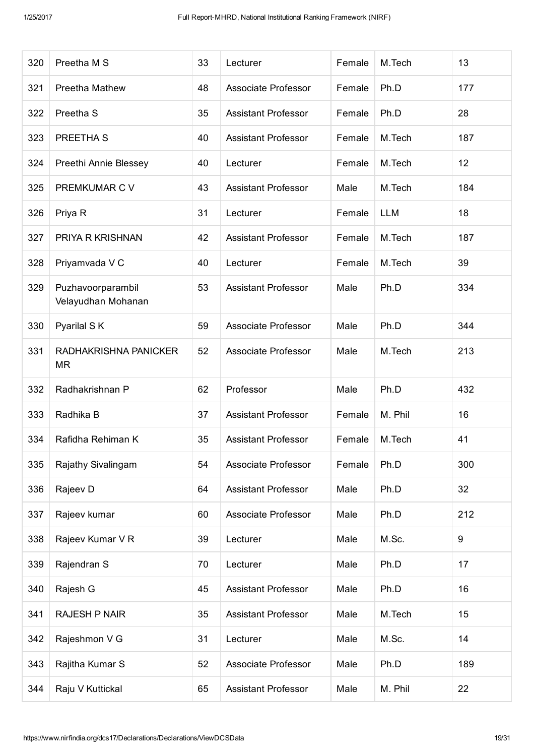| 320 | Preetha M S | 33 | Lecturer | Female | M.Tech | 13 |
|---|---|---|---|---|---|---|
| 321 | Preetha Mathew | 48 | Associate Professor | Female | Ph.D | 177 |
| 322 | Preetha S | 35 | Assistant Professor | Female | Ph.D | 28 |
| 323 | PREETHA S | 40 | Assistant Professor | Female | M.Tech | 187 |
| 324 | Preethi Annie Blessey | 40 | Lecturer | Female | M.Tech | 12 |
| 325 | PREMKUMAR C V | 43 | Assistant Professor | Male | M.Tech | 184 |
| 326 | Priya R | 31 | Lecturer | Female | LLM | 18 |
| 327 | PRIYA R KRISHNAN | 42 | Assistant Professor | Female | M.Tech | 187 |
| 328 | Priyamvada V C | 40 | Lecturer | Female | M.Tech | 39 |
| 329 | Puzhavoorparambil Velayudhan Mohanan | 53 | Assistant Professor | Male | Ph.D | 334 |
| 330 | Pyarilal S K | 59 | Associate Professor | Male | Ph.D | 344 |
| 331 | RADHAKRISHNA PANICKER MR | 52 | Associate Professor | Male | M.Tech | 213 |
| 332 | Radhakrishnan P | 62 | Professor | Male | Ph.D | 432 |
| 333 | Radhika B | 37 | Assistant Professor | Female | M. Phil | 16 |
| 334 | Rafidha Rehiman K | 35 | Assistant Professor | Female | M.Tech | 41 |
| 335 | Rajathy Sivalingam | 54 | Associate Professor | Female | Ph.D | 300 |
| 336 | Rajeev D | 64 | Assistant Professor | Male | Ph.D | 32 |
| 337 | Rajeev kumar | 60 | Associate Professor | Male | Ph.D | 212 |
| 338 | Rajeev Kumar V R | 39 | Lecturer | Male | M.Sc. | 9 |
| 339 | Rajendran S | 70 | Lecturer | Male | Ph.D | 17 |
| 340 | Rajesh G | 45 | Assistant Professor | Male | Ph.D | 16 |
| 341 | RAJESH P NAIR | 35 | Assistant Professor | Male | M.Tech | 15 |
| 342 | Rajeshmon V G | 31 | Lecturer | Male | M.Sc. | 14 |
| 343 | Rajitha Kumar S | 52 | Associate Professor | Male | Ph.D | 189 |
| 344 | Raju V Kuttickal | 65 | Assistant Professor | Male | M. Phil | 22 |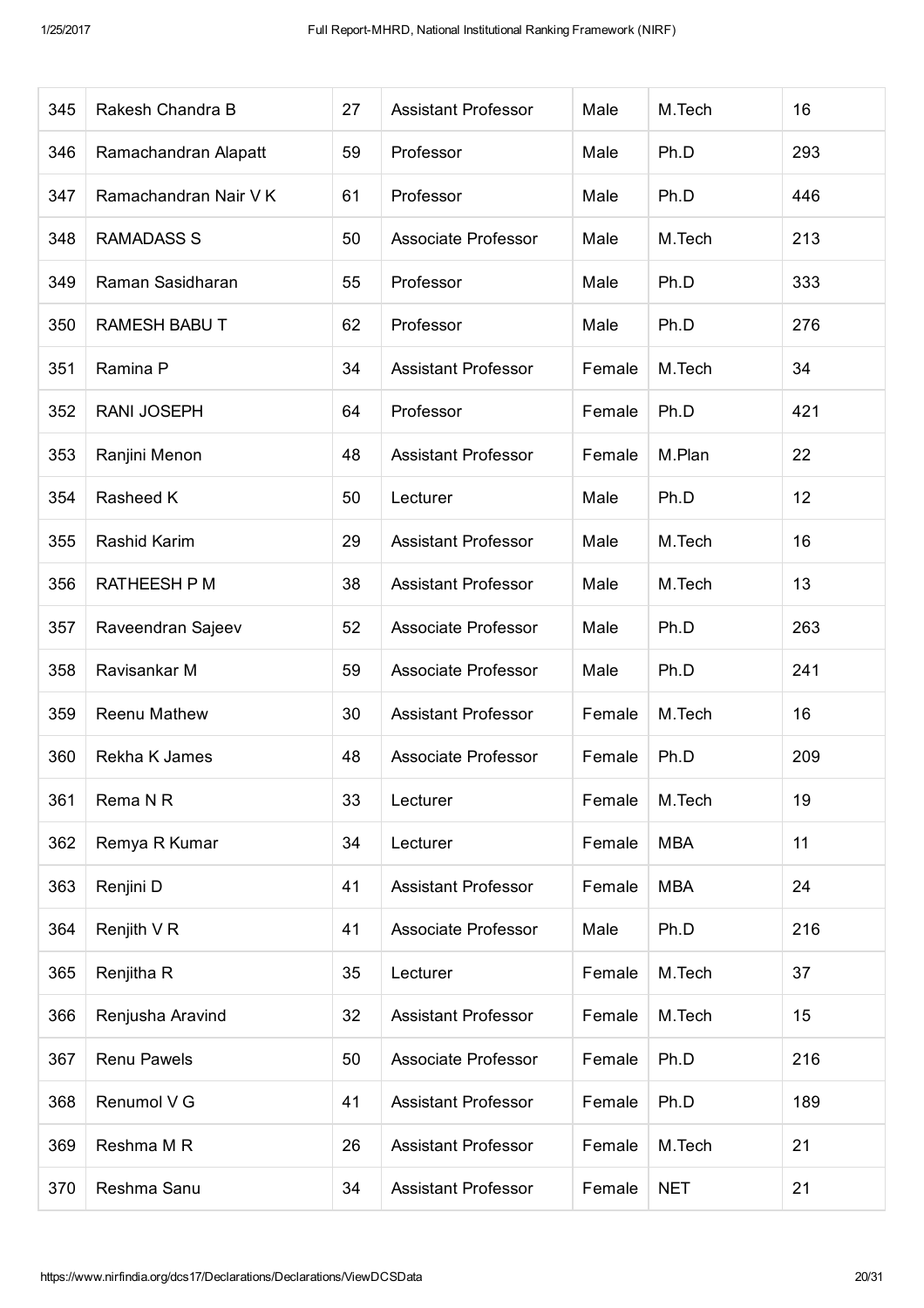| 345 | Rakesh Chandra B | 27 | Assistant Professor | Male | M.Tech | 16 |
|---|---|---|---|---|---|---|
| 346 | Ramachandran Alapatt | 59 | Professor | Male | Ph.D | 293 |
| 347 | Ramachandran Nair V K | 61 | Professor | Male | Ph.D | 446 |
| 348 | RAMADASS S | 50 | Associate Professor | Male | M.Tech | 213 |
| 349 | Raman Sasidharan | 55 | Professor | Male | Ph.D | 333 |
| 350 | RAMESH BABU T | 62 | Professor | Male | Ph.D | 276 |
| 351 | Ramina P | 34 | Assistant Professor | Female | M.Tech | 34 |
| 352 | RANI JOSEPH | 64 | Professor | Female | Ph.D | 421 |
| 353 | Ranjini Menon | 48 | Assistant Professor | Female | M.Plan | 22 |
| 354 | Rasheed K | 50 | Lecturer | Male | Ph.D | 12 |
| 355 | Rashid Karim | 29 | Assistant Professor | Male | M.Tech | 16 |
| 356 | RATHEESH P M | 38 | Assistant Professor | Male | M.Tech | 13 |
| 357 | Raveendran Sajeev | 52 | Associate Professor | Male | Ph.D | 263 |
| 358 | Ravisankar M | 59 | Associate Professor | Male | Ph.D | 241 |
| 359 | Reenu Mathew | 30 | Assistant Professor | Female | M.Tech | 16 |
| 360 | Rekha K James | 48 | Associate Professor | Female | Ph.D | 209 |
| 361 | Rema N R | 33 | Lecturer | Female | M.Tech | 19 |
| 362 | Remya R Kumar | 34 | Lecturer | Female | MBA | 11 |
| 363 | Renjini D | 41 | Assistant Professor | Female | MBA | 24 |
| 364 | Renjith V R | 41 | Associate Professor | Male | Ph.D | 216 |
| 365 | Renjitha R | 35 | Lecturer | Female | M.Tech | 37 |
| 366 | Renjusha Aravind | 32 | Assistant Professor | Female | M.Tech | 15 |
| 367 | Renu Pawels | 50 | Associate Professor | Female | Ph.D | 216 |
| 368 | Renumol V G | 41 | Assistant Professor | Female | Ph.D | 189 |
| 369 | Reshma M R | 26 | Assistant Professor | Female | M.Tech | 21 |
| 370 | Reshma Sanu | 34 | Assistant Professor | Female | NET | 21 |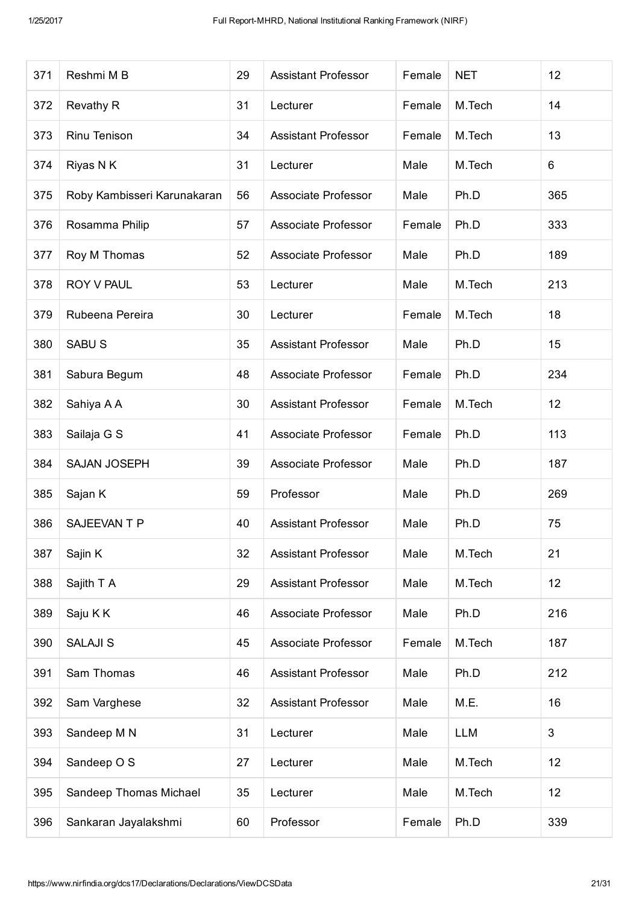| | | | | | | |
|---|---|---|---|---|---|---|
| 371 | Reshmi M B | 29 | Assistant Professor | Female | NET | 12 |
| 372 | Revathy R | 31 | Lecturer | Female | M.Tech | 14 |
| 373 | Rinu Tenison | 34 | Assistant Professor | Female | M.Tech | 13 |
| 374 | Riyas N K | 31 | Lecturer | Male | M.Tech | 6 |
| 375 | Roby Kambisseri Karunakaran | 56 | Associate Professor | Male | Ph.D | 365 |
| 376 | Rosamma Philip | 57 | Associate Professor | Female | Ph.D | 333 |
| 377 | Roy M Thomas | 52 | Associate Professor | Male | Ph.D | 189 |
| 378 | ROY V PAUL | 53 | Lecturer | Male | M.Tech | 213 |
| 379 | Rubeena Pereira | 30 | Lecturer | Female | M.Tech | 18 |
| 380 | SABU S | 35 | Assistant Professor | Male | Ph.D | 15 |
| 381 | Sabura Begum | 48 | Associate Professor | Female | Ph.D | 234 |
| 382 | Sahiya A A | 30 | Assistant Professor | Female | M.Tech | 12 |
| 383 | Sailaja G S | 41 | Associate Professor | Female | Ph.D | 113 |
| 384 | SAJAN JOSEPH | 39 | Associate Professor | Male | Ph.D | 187 |
| 385 | Sajan K | 59 | Professor | Male | Ph.D | 269 |
| 386 | SAJEEVAN T P | 40 | Assistant Professor | Male | Ph.D | 75 |
| 387 | Sajin K | 32 | Assistant Professor | Male | M.Tech | 21 |
| 388 | Sajith T A | 29 | Assistant Professor | Male | M.Tech | 12 |
| 389 | Saju K K | 46 | Associate Professor | Male | Ph.D | 216 |
| 390 | SALAJI S | 45 | Associate Professor | Female | M.Tech | 187 |
| 391 | Sam Thomas | 46 | Assistant Professor | Male | Ph.D | 212 |
| 392 | Sam Varghese | 32 | Assistant Professor | Male | M.E. | 16 |
| 393 | Sandeep M N | 31 | Lecturer | Male | LLM | 3 |
| 394 | Sandeep O S | 27 | Lecturer | Male | M.Tech | 12 |
| 395 | Sandeep Thomas Michael | 35 | Lecturer | Male | M.Tech | 12 |
| 396 | Sankaran Jayalakshmi | 60 | Professor | Female | Ph.D | 339 |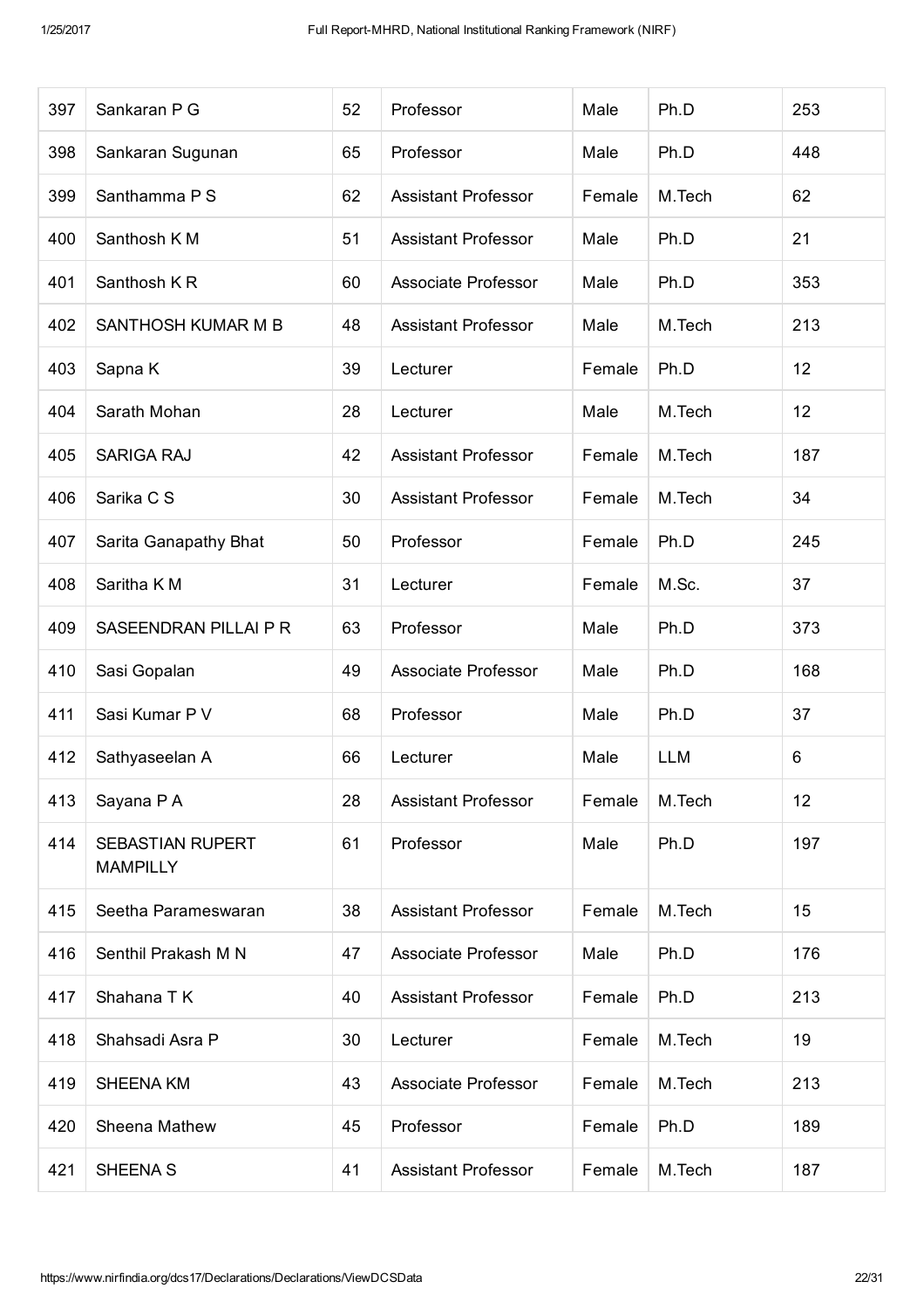| 397 | Sankaran P G | 52 | Professor | Male | Ph.D | 253 |
|---|---|---|---|---|---|---|
| 398 | Sankaran Sugunan | 65 | Professor | Male | Ph.D | 448 |
| 399 | Santhamma P S | 62 | Assistant Professor | Female | M.Tech | 62 |
| 400 | Santhosh K M | 51 | Assistant Professor | Male | Ph.D | 21 |
| 401 | Santhosh K R | 60 | Associate Professor | Male | Ph.D | 353 |
| 402 | SANTHOSH KUMAR M B | 48 | Assistant Professor | Male | M.Tech | 213 |
| 403 | Sapna K | 39 | Lecturer | Female | Ph.D | 12 |
| 404 | Sarath Mohan | 28 | Lecturer | Male | M.Tech | 12 |
| 405 | SARIGA RAJ | 42 | Assistant Professor | Female | M.Tech | 187 |
| 406 | Sarika C S | 30 | Assistant Professor | Female | M.Tech | 34 |
| 407 | Sarita Ganapathy Bhat | 50 | Professor | Female | Ph.D | 245 |
| 408 | Saritha K M | 31 | Lecturer | Female | M.Sc. | 37 |
| 409 | SASEENDRAN PILLAI P R | 63 | Professor | Male | Ph.D | 373 |
| 410 | Sasi Gopalan | 49 | Associate Professor | Male | Ph.D | 168 |
| 411 | Sasi Kumar P V | 68 | Professor | Male | Ph.D | 37 |
| 412 | Sathyaseelan A | 66 | Lecturer | Male | LLM | 6 |
| 413 | Sayana P A | 28 | Assistant Professor | Female | M.Tech | 12 |
| 414 | SEBASTIAN RUPERT MAMPILLY | 61 | Professor | Male | Ph.D | 197 |
| 415 | Seetha Parameswaran | 38 | Assistant Professor | Female | M.Tech | 15 |
| 416 | Senthil Prakash M N | 47 | Associate Professor | Male | Ph.D | 176 |
| 417 | Shahana T K | 40 | Assistant Professor | Female | Ph.D | 213 |
| 418 | Shahsadi Asra P | 30 | Lecturer | Female | M.Tech | 19 |
| 419 | SHEENA KM | 43 | Associate Professor | Female | M.Tech | 213 |
| 420 | Sheena Mathew | 45 | Professor | Female | Ph.D | 189 |
| 421 | SHEENA S | 41 | Assistant Professor | Female | M.Tech | 187 |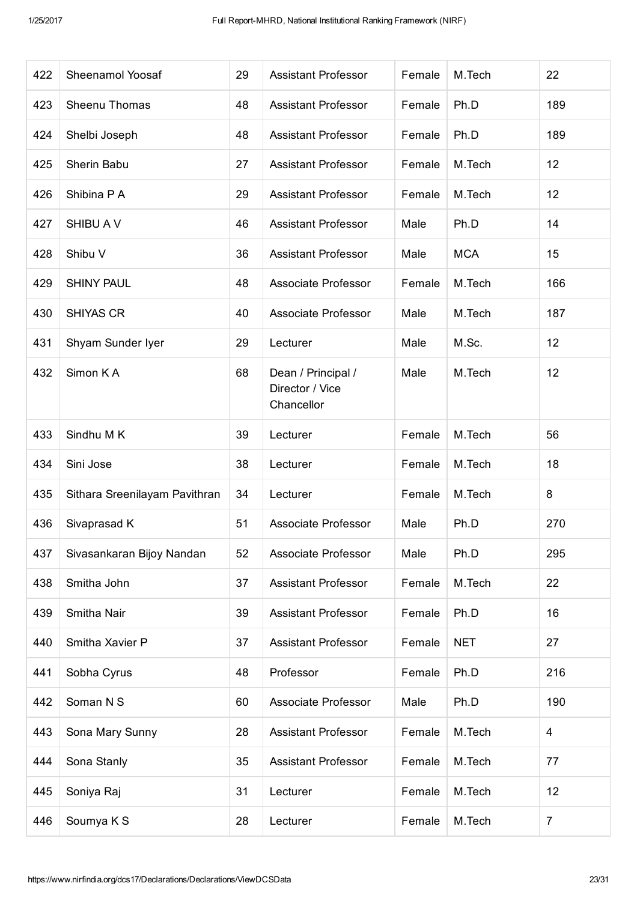| 422 | Sheenamol Yoosaf | 29 | Assistant Professor | Female | M.Tech | 22 |
|---|---|---|---|---|---|---|
| 423 | Sheenu Thomas | 48 | Assistant Professor | Female | Ph.D | 189 |
| 424 | Shelbi Joseph | 48 | Assistant Professor | Female | Ph.D | 189 |
| 425 | Sherin Babu | 27 | Assistant Professor | Female | M.Tech | 12 |
| 426 | Shibina P A | 29 | Assistant Professor | Female | M.Tech | 12 |
| 427 | SHIBU A V | 46 | Assistant Professor | Male | Ph.D | 14 |
| 428 | Shibu V | 36 | Assistant Professor | Male | MCA | 15 |
| 429 | SHINY PAUL | 48 | Associate Professor | Female | M.Tech | 166 |
| 430 | SHIYAS CR | 40 | Associate Professor | Male | M.Tech | 187 |
| 431 | Shyam Sunder Iyer | 29 | Lecturer | Male | M.Sc. | 12 |
| 432 | Simon K A | 68 | Dean / Principal / Director / Vice Chancellor | Male | M.Tech | 12 |
| 433 | Sindhu M K | 39 | Lecturer | Female | M.Tech | 56 |
| 434 | Sini Jose | 38 | Lecturer | Female | M.Tech | 18 |
| 435 | Sithara Sreenilayam Pavithran | 34 | Lecturer | Female | M.Tech | 8 |
| 436 | Sivaprasad K | 51 | Associate Professor | Male | Ph.D | 270 |
| 437 | Sivasankaran Bijoy Nandan | 52 | Associate Professor | Male | Ph.D | 295 |
| 438 | Smitha John | 37 | Assistant Professor | Female | M.Tech | 22 |
| 439 | Smitha Nair | 39 | Assistant Professor | Female | Ph.D | 16 |
| 440 | Smitha Xavier P | 37 | Assistant Professor | Female | NET | 27 |
| 441 | Sobha Cyrus | 48 | Professor | Female | Ph.D | 216 |
| 442 | Soman N S | 60 | Associate Professor | Male | Ph.D | 190 |
| 443 | Sona Mary Sunny | 28 | Assistant Professor | Female | M.Tech | 4 |
| 444 | Sona Stanly | 35 | Assistant Professor | Female | M.Tech | 77 |
| 445 | Soniya Raj | 31 | Lecturer | Female | M.Tech | 12 |
| 446 | Soumya K S | 28 | Lecturer | Female | M.Tech | 7 |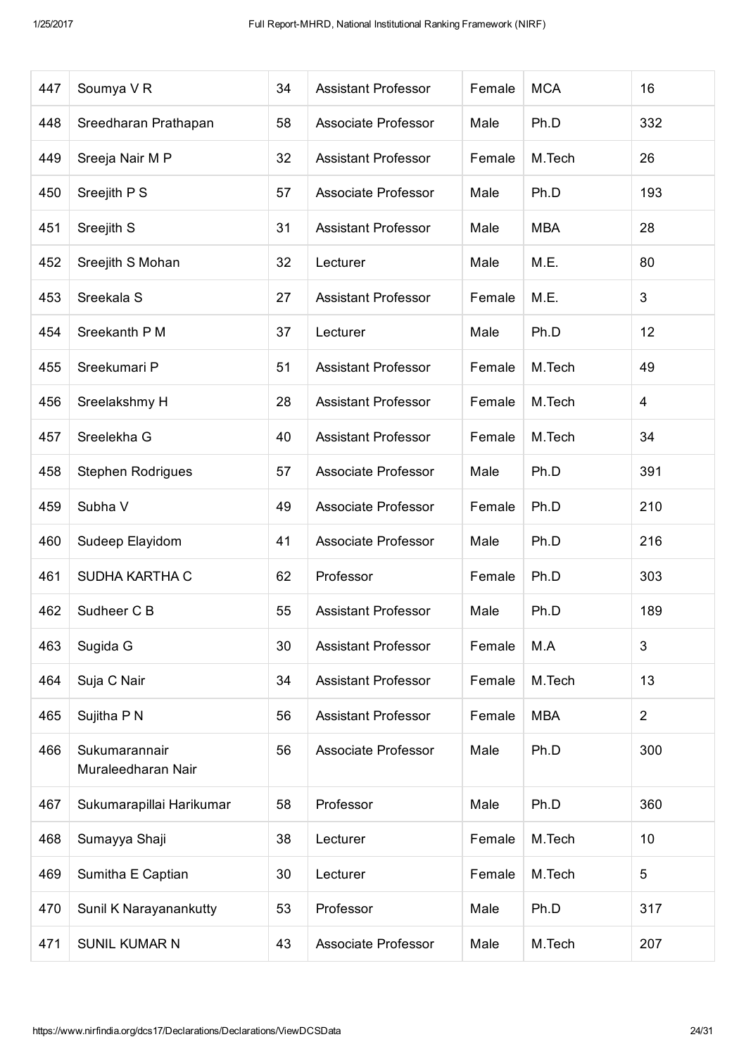| 447 | Soumya V R | 34 | Assistant Professor | Female | MCA | 16 |
|---|---|---|---|---|---|---|
| 448 | Sreedharan Prathapan | 58 | Associate Professor | Male | Ph.D | 332 |
| 449 | Sreeja Nair M P | 32 | Assistant Professor | Female | M.Tech | 26 |
| 450 | Sreejith P S | 57 | Associate Professor | Male | Ph.D | 193 |
| 451 | Sreejith S | 31 | Assistant Professor | Male | MBA | 28 |
| 452 | Sreejith S Mohan | 32 | Lecturer | Male | M.E. | 80 |
| 453 | Sreekala S | 27 | Assistant Professor | Female | M.E. | 3 |
| 454 | Sreekanth P M | 37 | Lecturer | Male | Ph.D | 12 |
| 455 | Sreekumari P | 51 | Assistant Professor | Female | M.Tech | 49 |
| 456 | Sreelakshmy H | 28 | Assistant Professor | Female | M.Tech | 4 |
| 457 | Sreelekha G | 40 | Assistant Professor | Female | M.Tech | 34 |
| 458 | Stephen Rodrigues | 57 | Associate Professor | Male | Ph.D | 391 |
| 459 | Subha V | 49 | Associate Professor | Female | Ph.D | 210 |
| 460 | Sudeep Elayidom | 41 | Associate Professor | Male | Ph.D | 216 |
| 461 | SUDHA KARTHA C | 62 | Professor | Female | Ph.D | 303 |
| 462 | Sudheer C B | 55 | Assistant Professor | Male | Ph.D | 189 |
| 463 | Sugida G | 30 | Assistant Professor | Female | M.A | 3 |
| 464 | Suja C Nair | 34 | Assistant Professor | Female | M.Tech | 13 |
| 465 | Sujitha P N | 56 | Assistant Professor | Female | MBA | 2 |
| 466 | Sukumarannair Muraleedharan Nair | 56 | Associate Professor | Male | Ph.D | 300 |
| 467 | Sukumarapillai Harikumar | 58 | Professor | Male | Ph.D | 360 |
| 468 | Sumayya Shaji | 38 | Lecturer | Female | M.Tech | 10 |
| 469 | Sumitha E Captian | 30 | Lecturer | Female | M.Tech | 5 |
| 470 | Sunil K Narayanankutty | 53 | Professor | Male | Ph.D | 317 |
| 471 | SUNIL KUMAR N | 43 | Associate Professor | Male | M.Tech | 207 |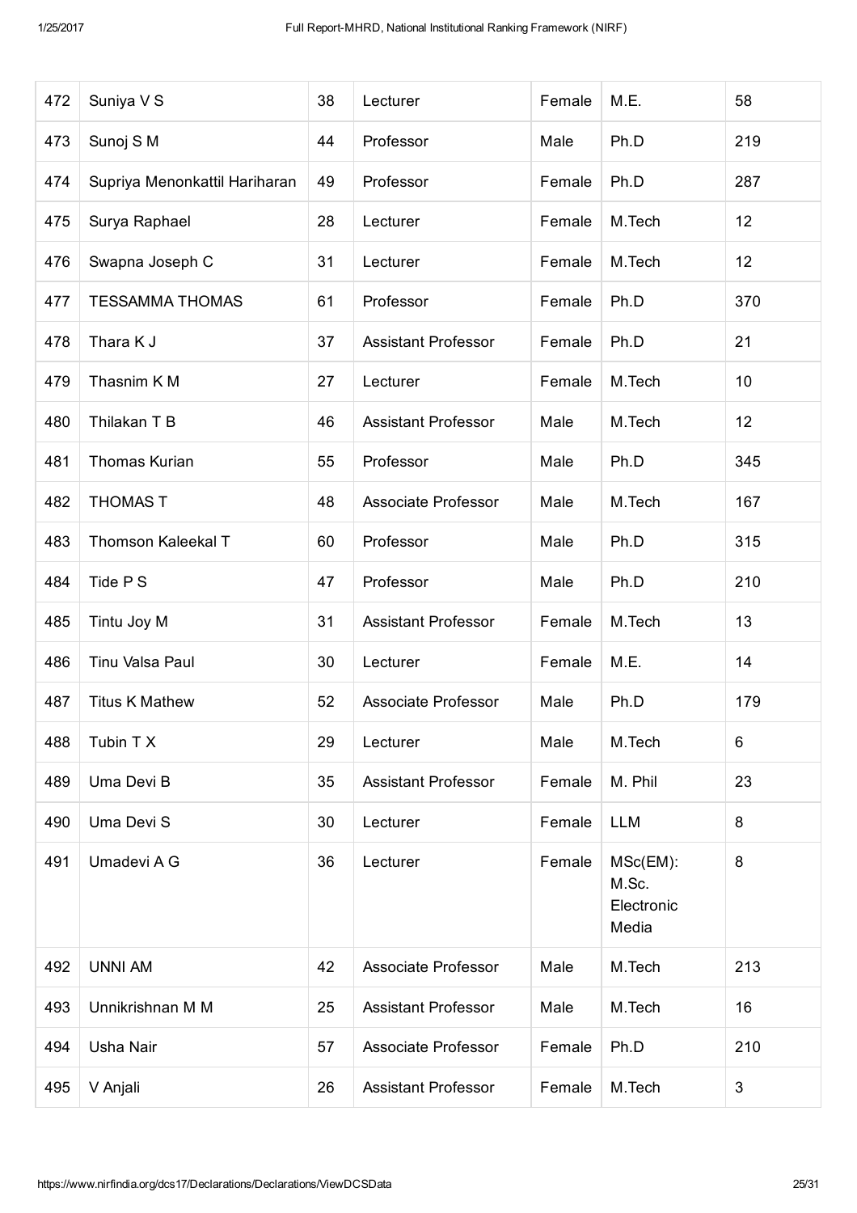| 472 | Suniya V S | 38 | Lecturer | Female | M.E. | 58 |
|---|---|---|---|---|---|---|
| 473 | Sunoj S M | 44 | Professor | Male | Ph.D | 219 |
| 474 | Supriya Menonkattil Hariharan | 49 | Professor | Female | Ph.D | 287 |
| 475 | Surya Raphael | 28 | Lecturer | Female | M.Tech | 12 |
| 476 | Swapna Joseph C | 31 | Lecturer | Female | M.Tech | 12 |
| 477 | TESSAMMA THOMAS | 61 | Professor | Female | Ph.D | 370 |
| 478 | Thara K J | 37 | Assistant Professor | Female | Ph.D | 21 |
| 479 | Thasnim K M | 27 | Lecturer | Female | M.Tech | 10 |
| 480 | Thilakan T B | 46 | Assistant Professor | Male | M.Tech | 12 |
| 481 | Thomas Kurian | 55 | Professor | Male | Ph.D | 345 |
| 482 | THOMAS T | 48 | Associate Professor | Male | M.Tech | 167 |
| 483 | Thomson Kaleekal T | 60 | Professor | Male | Ph.D | 315 |
| 484 | Tide P S | 47 | Professor | Male | Ph.D | 210 |
| 485 | Tintu Joy M | 31 | Assistant Professor | Female | M.Tech | 13 |
| 486 | Tinu Valsa Paul | 30 | Lecturer | Female | M.E. | 14 |
| 487 | Titus K Mathew | 52 | Associate Professor | Male | Ph.D | 179 |
| 488 | Tubin T X | 29 | Lecturer | Male | M.Tech | 6 |
| 489 | Uma Devi B | 35 | Assistant Professor | Female | M. Phil | 23 |
| 490 | Uma Devi S | 30 | Lecturer | Female | LLM | 8 |
| 491 | Umadevi A G | 36 | Lecturer | Female | MSc(EM): M.Sc. Electronic Media | 8 |
| 492 | UNNI AM | 42 | Associate Professor | Male | M.Tech | 213 |
| 493 | Unnikrishnan M M | 25 | Assistant Professor | Male | M.Tech | 16 |
| 494 | Usha Nair | 57 | Associate Professor | Female | Ph.D | 210 |
| 495 | V Anjali | 26 | Assistant Professor | Female | M.Tech | 3 |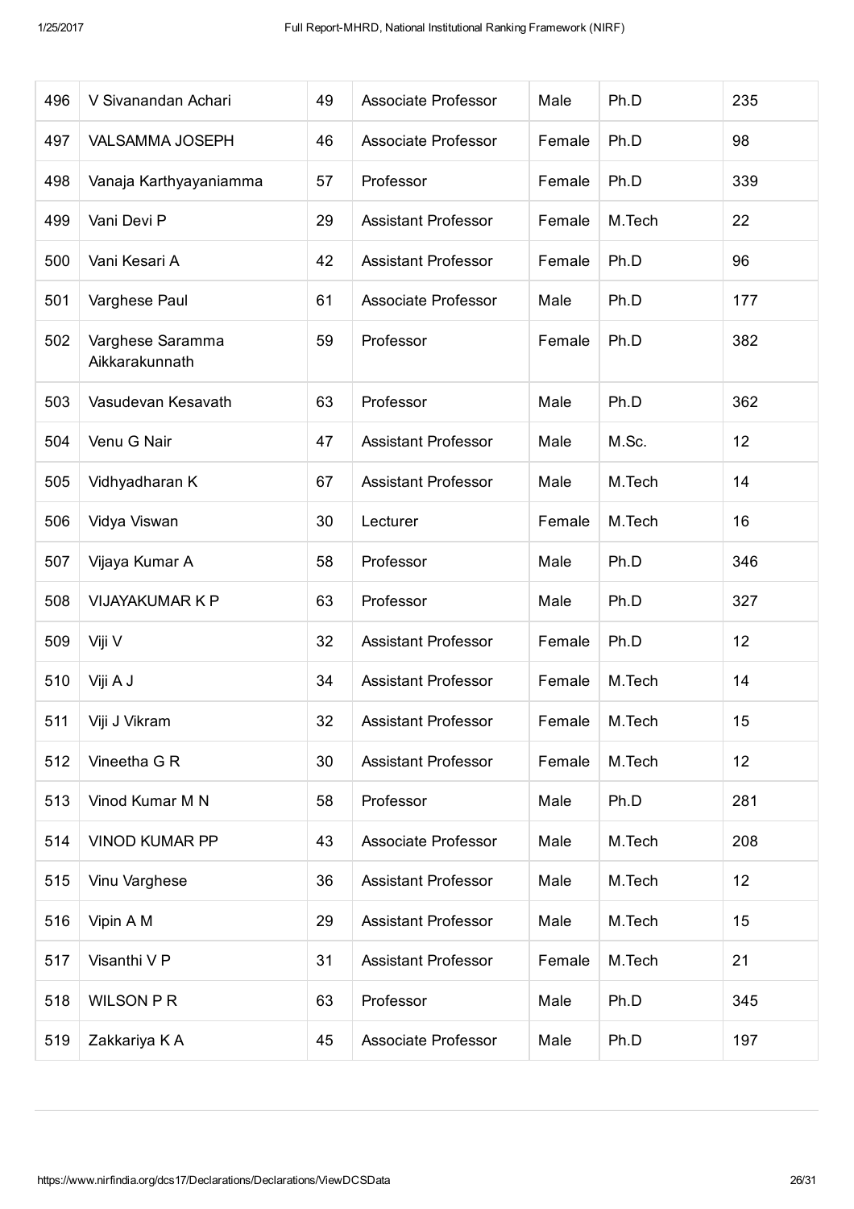| 496 | V Sivanandan Achari | 49 | Associate Professor | Male | Ph.D | 235 |
|---|---|---|---|---|---|---|
| 497 | VALSAMMA JOSEPH | 46 | Associate Professor | Female | Ph.D | 98 |
| 498 | Vanaja Karthyayaniamma | 57 | Professor | Female | Ph.D | 339 |
| 499 | Vani Devi P | 29 | Assistant Professor | Female | M.Tech | 22 |
| 500 | Vani Kesari A | 42 | Assistant Professor | Female | Ph.D | 96 |
| 501 | Varghese Paul | 61 | Associate Professor | Male | Ph.D | 177 |
| 502 | Varghese Saramma Aikkarakunnath | 59 | Professor | Female | Ph.D | 382 |
| 503 | Vasudevan Kesavath | 63 | Professor | Male | Ph.D | 362 |
| 504 | Venu G Nair | 47 | Assistant Professor | Male | M.Sc. | 12 |
| 505 | Vidhyadharan K | 67 | Assistant Professor | Male | M.Tech | 14 |
| 506 | Vidya Viswan | 30 | Lecturer | Female | M.Tech | 16 |
| 507 | Vijaya Kumar A | 58 | Professor | Male | Ph.D | 346 |
| 508 | VIJAYAKUMAR K P | 63 | Professor | Male | Ph.D | 327 |
| 509 | Viji V | 32 | Assistant Professor | Female | Ph.D | 12 |
| 510 | Viji A J | 34 | Assistant Professor | Female | M.Tech | 14 |
| 511 | Viji J Vikram | 32 | Assistant Professor | Female | M.Tech | 15 |
| 512 | Vineetha G R | 30 | Assistant Professor | Female | M.Tech | 12 |
| 513 | Vinod Kumar M N | 58 | Professor | Male | Ph.D | 281 |
| 514 | VINOD KUMAR PP | 43 | Associate Professor | Male | M.Tech | 208 |
| 515 | Vinu Varghese | 36 | Assistant Professor | Male | M.Tech | 12 |
| 516 | Vipin A M | 29 | Assistant Professor | Male | M.Tech | 15 |
| 517 | Visanthi V P | 31 | Assistant Professor | Female | M.Tech | 21 |
| 518 | WILSON P R | 63 | Professor | Male | Ph.D | 345 |
| 519 | Zakkariya K A | 45 | Associate Professor | Male | Ph.D | 197 |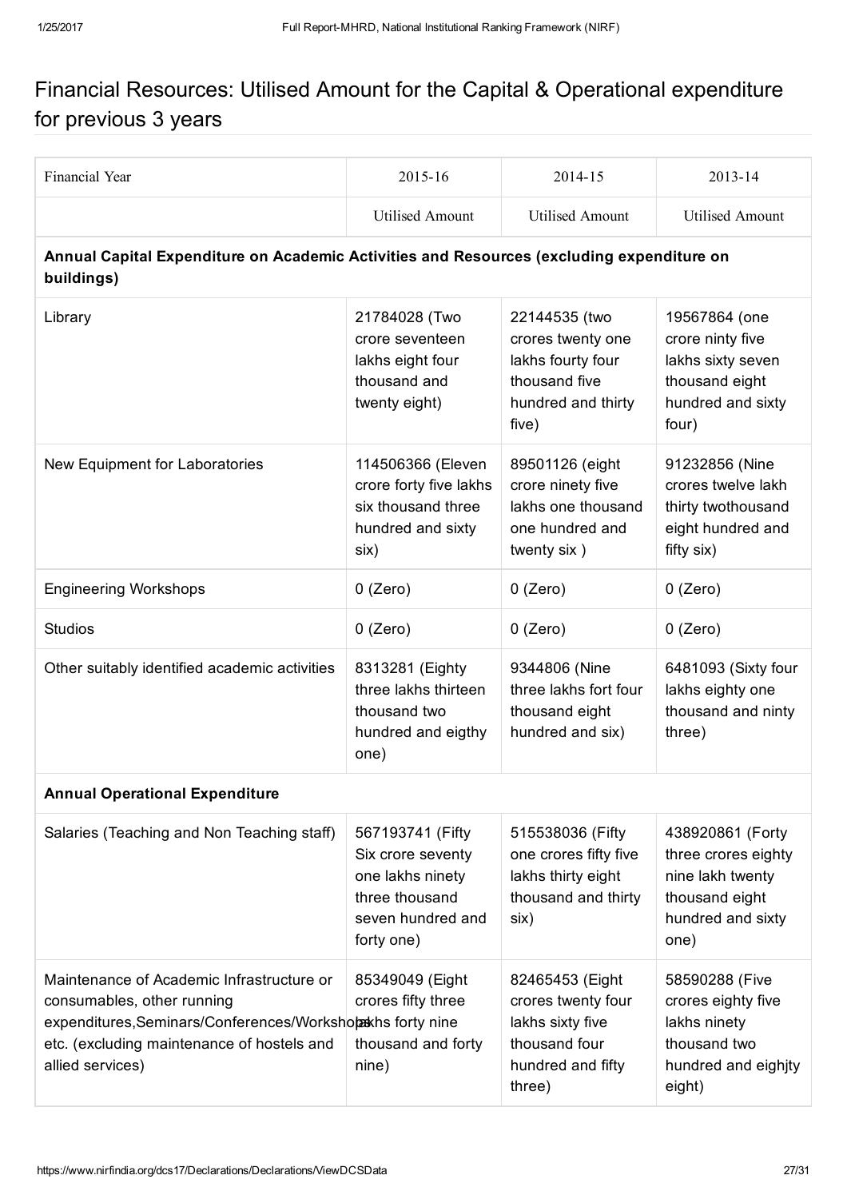## Financial Resources: Utilised Amount for the Capital & Operational expenditure for previous 3 years

| Financial Year | 2015-16 | 2014-15 | 2013-14 |
|---|---|---|---|
| | Utilised Amount | Utilised Amount | Utilised Amount |
| **Annual Capital Expenditure on Academic Activities and Resources (excluding expenditure on buildings)** | | | |
| Library | 21784028 (Two crore seventeen lakhs eight four thousand and twenty eight) | 22144535 (two crores twenty one lakhs fourty four thousand five hundred and thirty five) | 19567864 (one crore ninty five lakhs sixty seven thousand eight hundred and sixty four) |
| New Equipment for Laboratories | 114506366 (Eleven crore forty five lakhs six thousand three hundred and sixty six) | 89501126 (eight crore ninety five lakhs one thousand one hundred and twenty six ) | 91232856 (Nine crores twelve lakh thirty twothousand eight hundred and fifty six) |
| Engineering Workshops | 0 (Zero) | 0 (Zero) | 0 (Zero) |
| Studios | 0 (Zero) | 0 (Zero) | 0 (Zero) |
| Other suitably identified academic activities | 8313281 (Eighty three lakhs thirteen thousand two hundred and eigthy one) | 9344806 (Nine three lakhs fort four thousand eight hundred and six) | 6481093 (Sixty four lakhs eighty one thousand and ninty three) |
| **Annual Operational Expenditure** | | | |
| Salaries (Teaching and Non Teaching staff) | 567193741 (Fifty Six crore seventy one lakhs ninety three thousand seven hundred and forty one) | 515538036 (Fifty one crores fifty five lakhs thirty eight thousand and thirty six) | 438920861 (Forty three crores eighty nine lakh twenty thousand eight hundred and sixty one) |
| Maintenance of Academic Infrastructure or consumables, other running expenditures,Seminars/Conferences/Workshops etc. (excluding maintenance of hostels and allied services) | 85349049 (Eight crores fifty three lakhs forty nine thousand and forty nine) | 82465453 (Eight crores twenty four lakhs sixty five thousand four hundred and fifty three) | 58590288 (Five crores eighty five lakhs ninety thousand two hundred and eighjty eight) |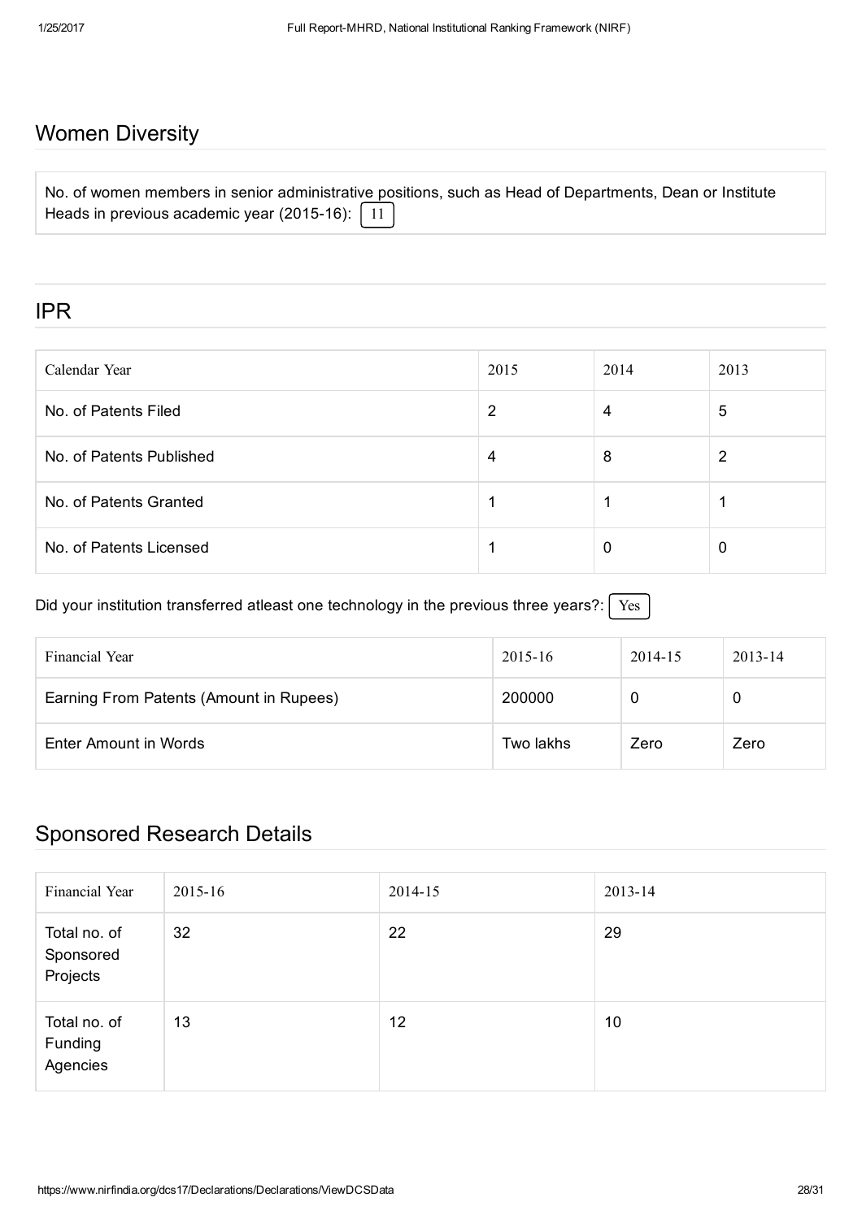## Women Diversity

No. of women members in senior administrative positions, such as Head of Departments, Dean or Institute Heads in previous academic year (2015-16): 11

## IPR

| Calendar Year | 2015 | 2014 | 2013 |
|---|---|---|---|
| No. of Patents Filed | 2 | 4 | 5 |
| No. of Patents Published | 4 | 8 | 2 |
| No. of Patents Granted | 1 | 1 | 1 |
| No. of Patents Licensed | 1 | 0 | 0 |

Did your institution transferred atleast one technology in the previous three years?: Yes

| Financial Year | 2015-16 | 2014-15 | 2013-14 |
|---|---|---|---|
| Earning From Patents (Amount in Rupees) | 200000 | 0 | 0 |
| Enter Amount in Words | Two lakhs | Zero | Zero |

## Sponsored Research Details

| Financial Year | 2015-16 | 2014-15 | 2013-14 |
|---|---|---|---|
| Total no. of Sponsored Projects | 32 | 22 | 29 |
| Total no. of Funding Agencies | 13 | 12 | 10 |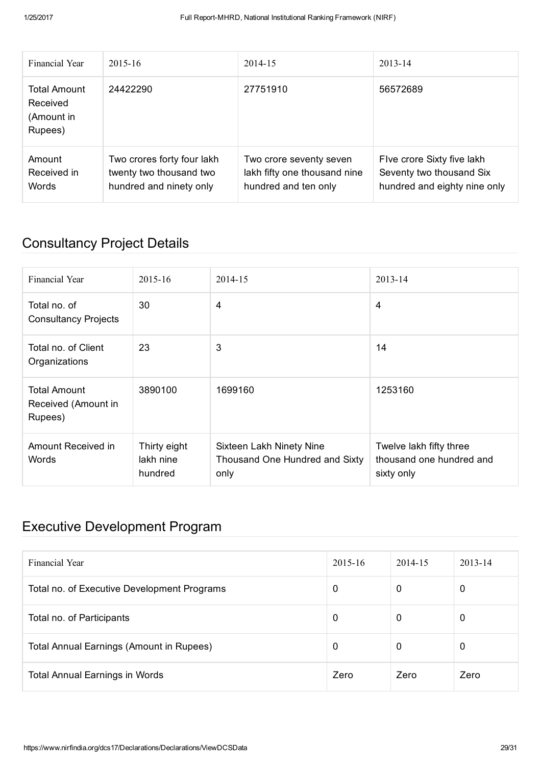| Financial Year | 2015-16 | 2014-15 | 2013-14 |
|---|---|---|---|
| Total Amount Received (Amount in Rupees) | 24422290 | 27751910 | 56572689 |
| Amount Received in Words | Two crores forty four lakh twenty two thousand two hundred and ninety only | Two crore seventy seven lakh fifty one thousand nine hundred and ten only | FIve crore Sixty five lakh Seventy two thousand Six hundred and eighty nine only |

## Consultancy Project Details

| Financial Year | 2015-16 | 2014-15 | 2013-14 |
|---|---|---|---|
| Total no. of Consultancy Projects | 30 | 4 | 4 |
| Total no. of Client Organizations | 23 | 3 | 14 |
| Total Amount Received (Amount in Rupees) | 3890100 | 1699160 | 1253160 |
| Amount Received in Words | Thirty eight lakh nine hundred | Sixteen Lakh Ninety Nine Thousand One Hundred and Sixty only | Twelve lakh fifty three thousand one hundred and sixty only |

## Executive Development Program

| Financial Year | 2015-16 | 2014-15 | 2013-14 |
|---|---|---|---|
| Total no. of Executive Development Programs | 0 | 0 | 0 |
| Total no. of Participants | 0 | 0 | 0 |
| Total Annual Earnings (Amount in Rupees) | 0 | 0 | 0 |
| Total Annual Earnings in Words | Zero | Zero | Zero |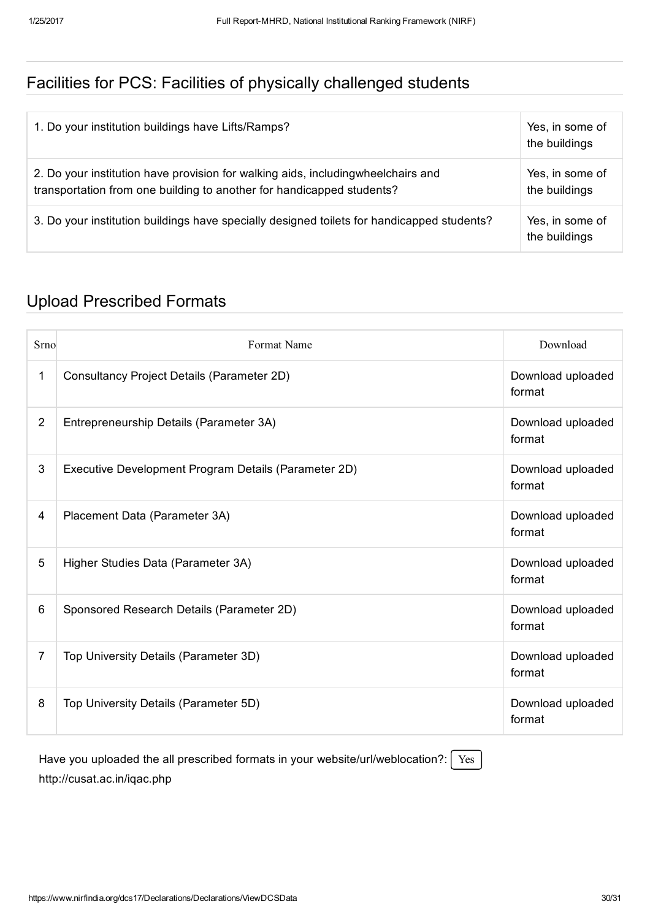## Facilities for PCS: Facilities of physically challenged students

| | |
|---|---|
| 1. Do your institution buildings have Lifts/Ramps? | Yes, in some of the buildings |
| 2. Do your institution have provision for walking aids, includingwheelchairs and transportation from one building to another for handicapped students? | Yes, in some of the buildings |
| 3. Do your institution buildings have specially designed toilets for handicapped students? | Yes, in some of the buildings |

## Upload Prescribed Formats

| Srno | Format Name | Download |
|---|---|---|
| 1 | Consultancy Project Details (Parameter 2D) | Download uploaded format |
| 2 | Entrepreneurship Details (Parameter 3A) | Download uploaded format |
| 3 | Executive Development Program Details (Parameter 2D) | Download uploaded format |
| 4 | Placement Data (Parameter 3A) | Download uploaded format |
| 5 | Higher Studies Data (Parameter 3A) | Download uploaded format |
| 6 | Sponsored Research Details (Parameter 2D) | Download uploaded format |
| 7 | Top University Details (Parameter 3D) | Download uploaded format |
| 8 | Top University Details (Parameter 5D) | Download uploaded format |

Have you uploaded the all prescribed formats in your website/url/weblocation?: Yes

http://cusat.ac.in/iqac.php